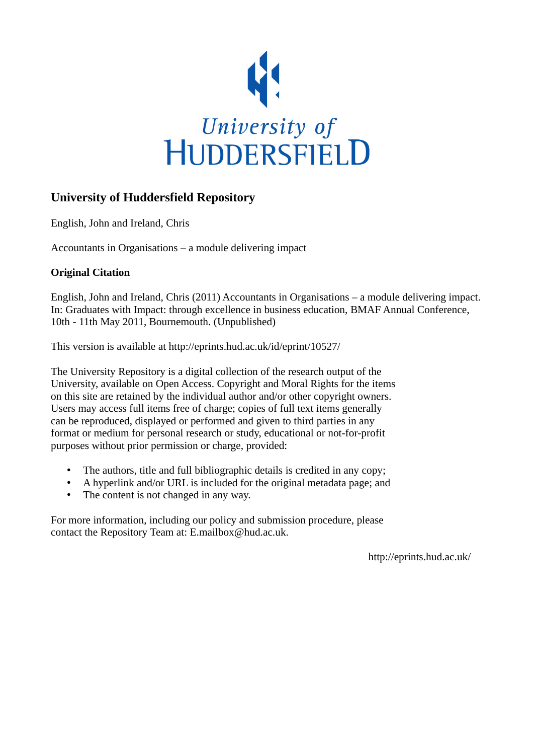University of
HUDDERSFIELD

# University of Huddersfield Repository

English, John and Ireland, Chris

Accountants in Organisations – a module delivering impact

**Original Citation**

English, John and Ireland, Chris (2011) Accountants in Organisations – a module delivering impact. In: Graduates with Impact: through excellence in business education, BMAF Annual Conference, 10th - 11th May 2011, Bournemouth. (Unpublished)

This version is available at http://eprints.hud.ac.uk/id/eprint/10527/

The University Repository is a digital collection of the research output of the University, available on Open Access. Copyright and Moral Rights for the items on this site are retained by the individual author and/or other copyright owners. Users may access full items free of charge; copies of full text items generally can be reproduced, displayed or performed and given to third parties in any format or medium for personal research or study, educational or not-for-profit purposes without prior permission or charge, provided:

- The authors, title and full bibliographic details is credited in any copy;
- A hyperlink and/or URL is included for the original metadata page; and
- The content is not changed in any way.

For more information, including our policy and submission procedure, please contact the Repository Team at: E.mailbox@hud.ac.uk.

http://eprints.hud.ac.uk/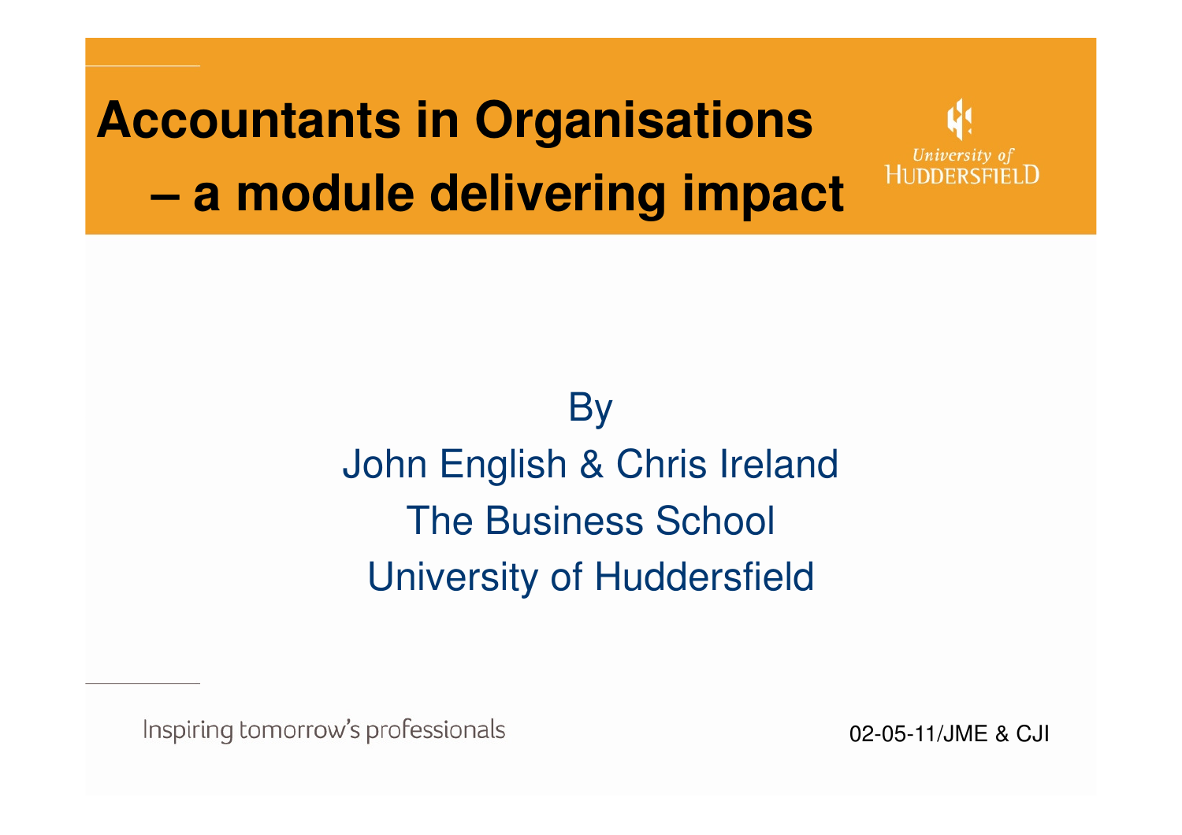# Accountants in Organisations – a module delivering impact

University of Huddersfield

By

John English & Chris Ireland

The Business School

University of Huddersfield

Inspiring tomorrow's professionals

02-05-11/JME & CJI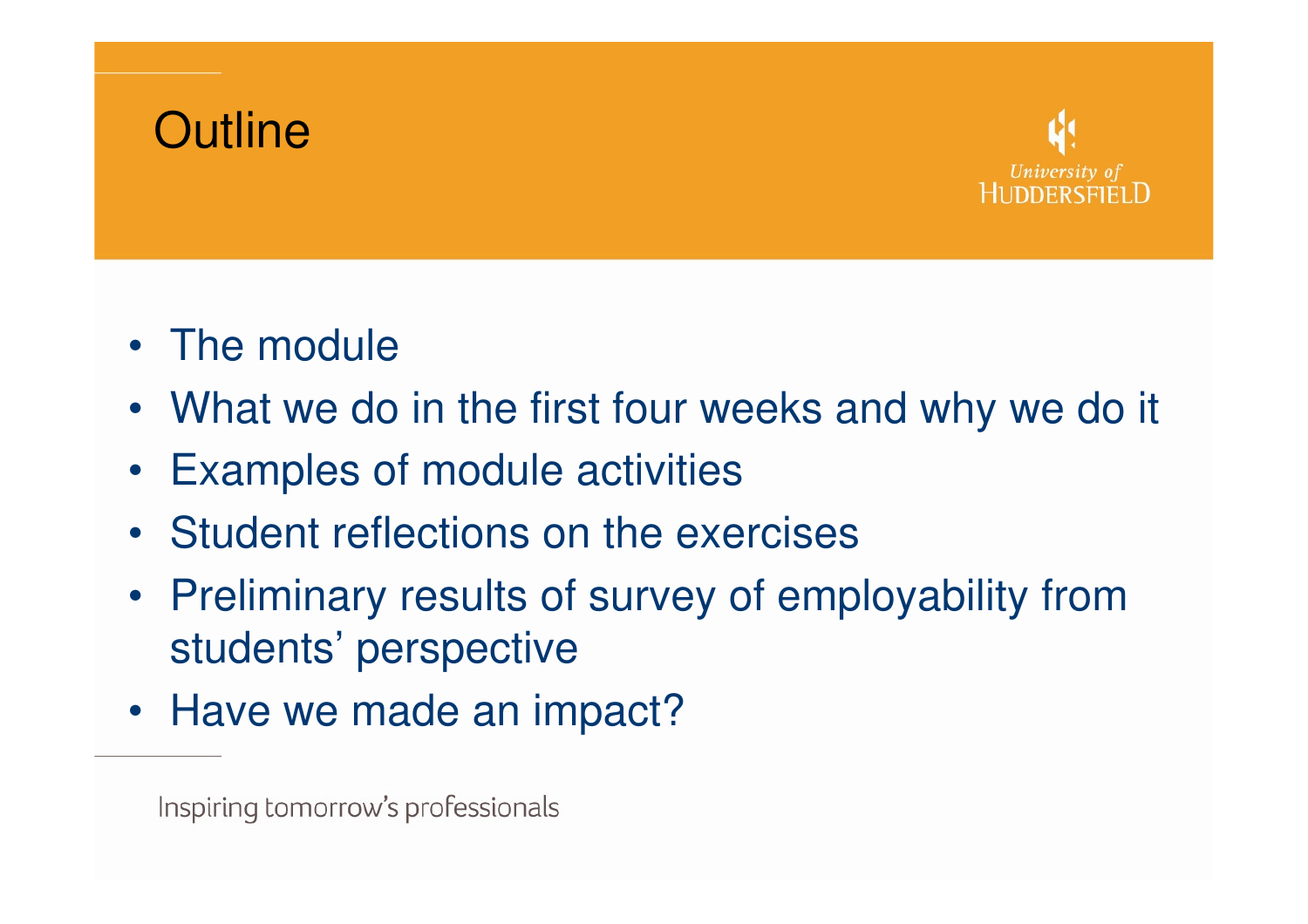# Outline

- The module
- What we do in the first four weeks and why we do it
- Examples of module activities
- Student reflections on the exercises
- Preliminary results of survey of employability from students' perspective
- Have we made an impact?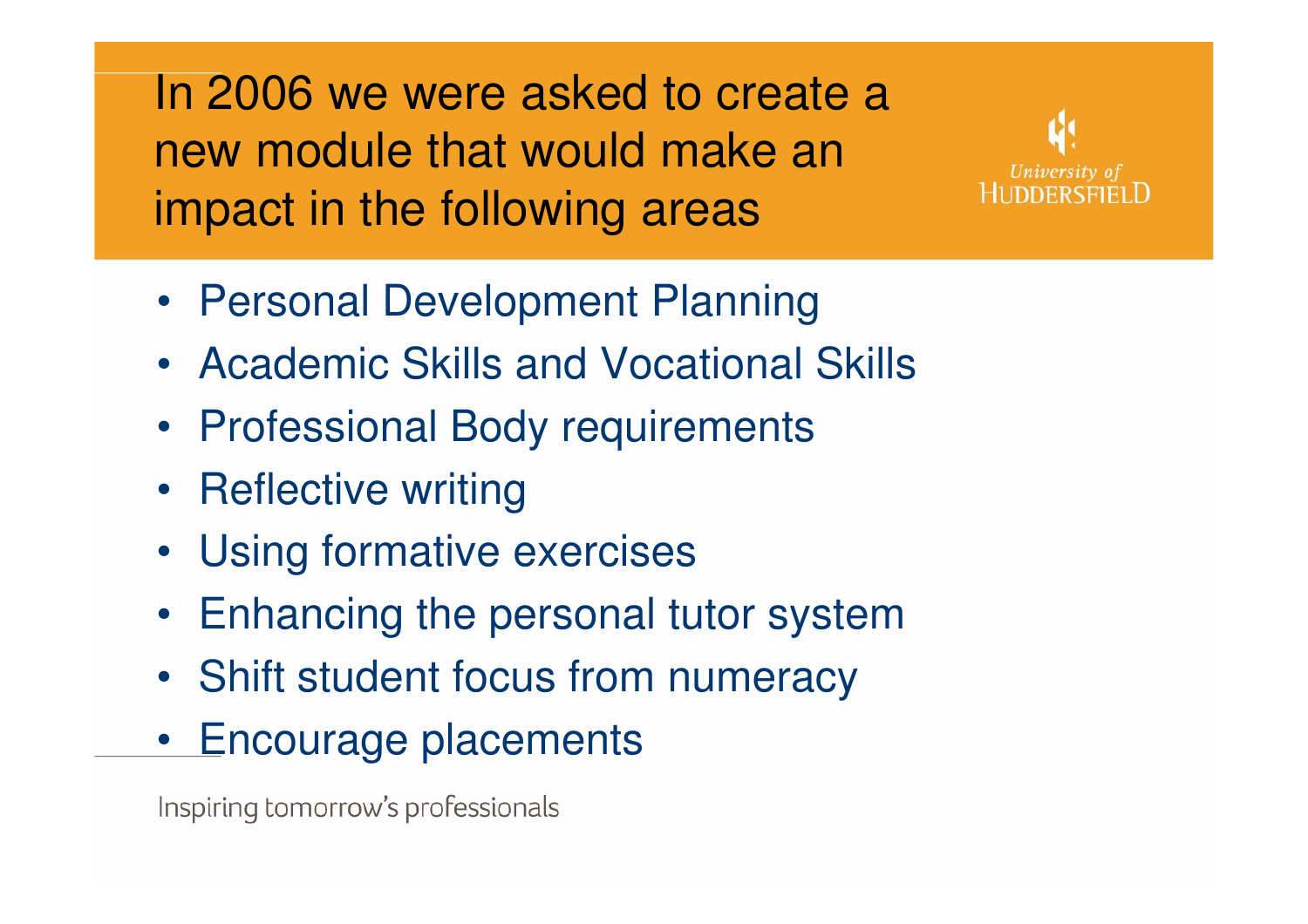# In 2006 we were asked to create a new module that would make an impact in the following areas

- Personal Development Planning
- Academic Skills and Vocational Skills
- Professional Body requirements
- Reflective writing
- Using formative exercises
- Enhancing the personal tutor system
- Shift student focus from numeracy
- Encourage placements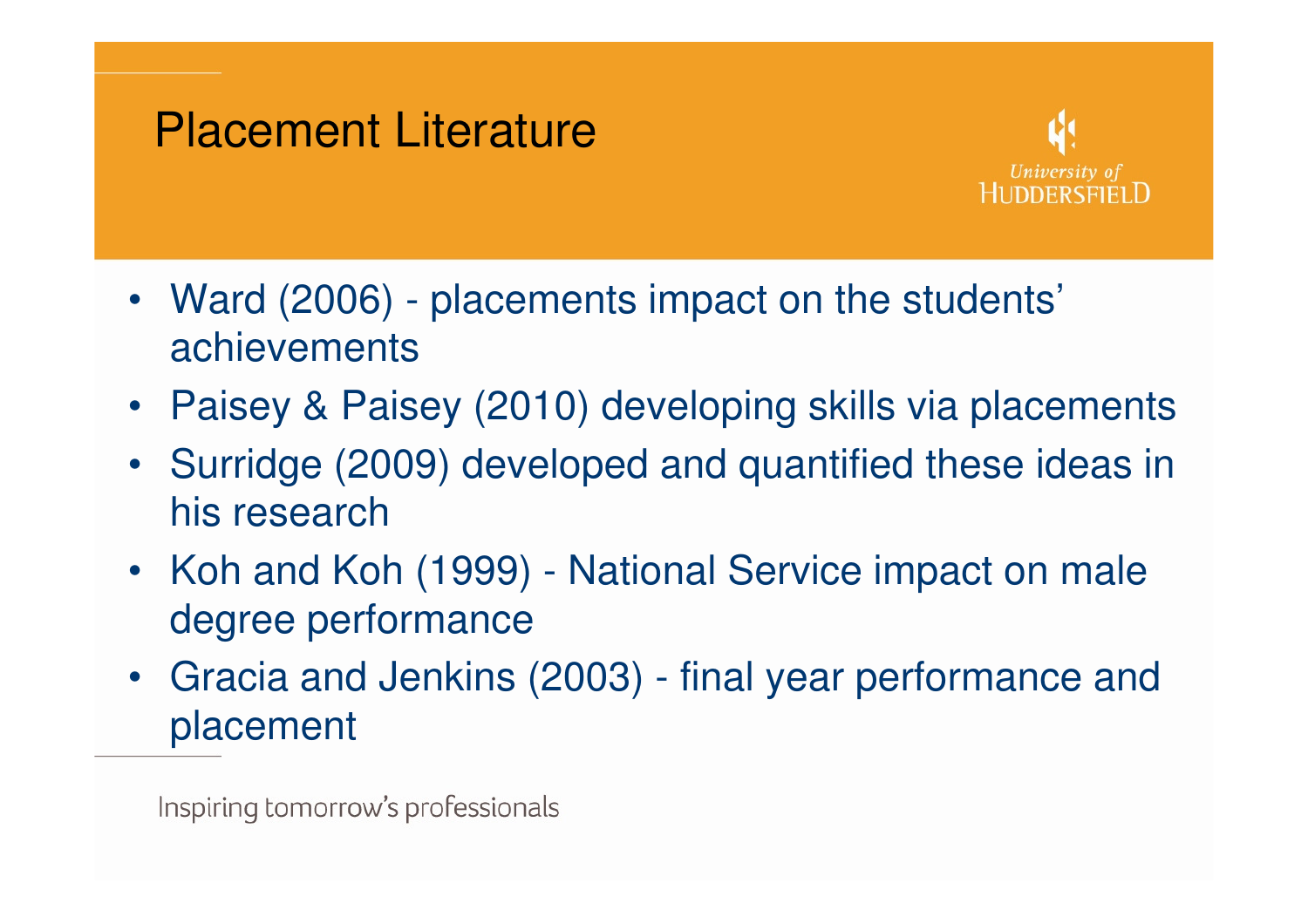# Placement Literature

- Ward (2006) - placements impact on the students' achievements
- Paisey & Paisey (2010) developing skills via placements
- Surridge (2009) developed and quantified these ideas in his research
- Koh and Koh (1999) - National Service impact on male degree performance
- Gracia and Jenkins (2003) - final year performance and placement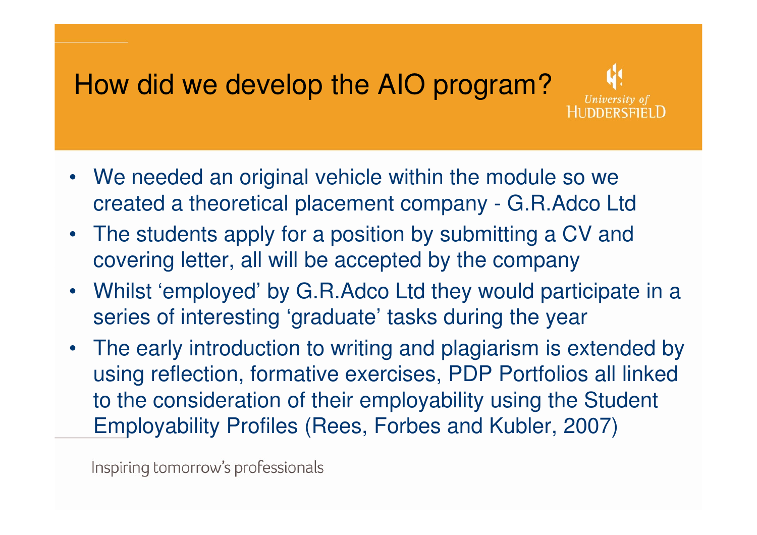# How did we develop the AIO program?

- We needed an original vehicle within the module so we created a theoretical placement company - G.R.Adco Ltd
- The students apply for a position by submitting a CV and covering letter, all will be accepted by the company
- Whilst 'employed' by G.R.Adco Ltd they would participate in a series of interesting 'graduate' tasks during the year
- The early introduction to writing and plagiarism is extended by using reflection, formative exercises, PDP Portfolios all linked to the consideration of their employability using the Student Employability Profiles (Rees, Forbes and Kubler, 2007)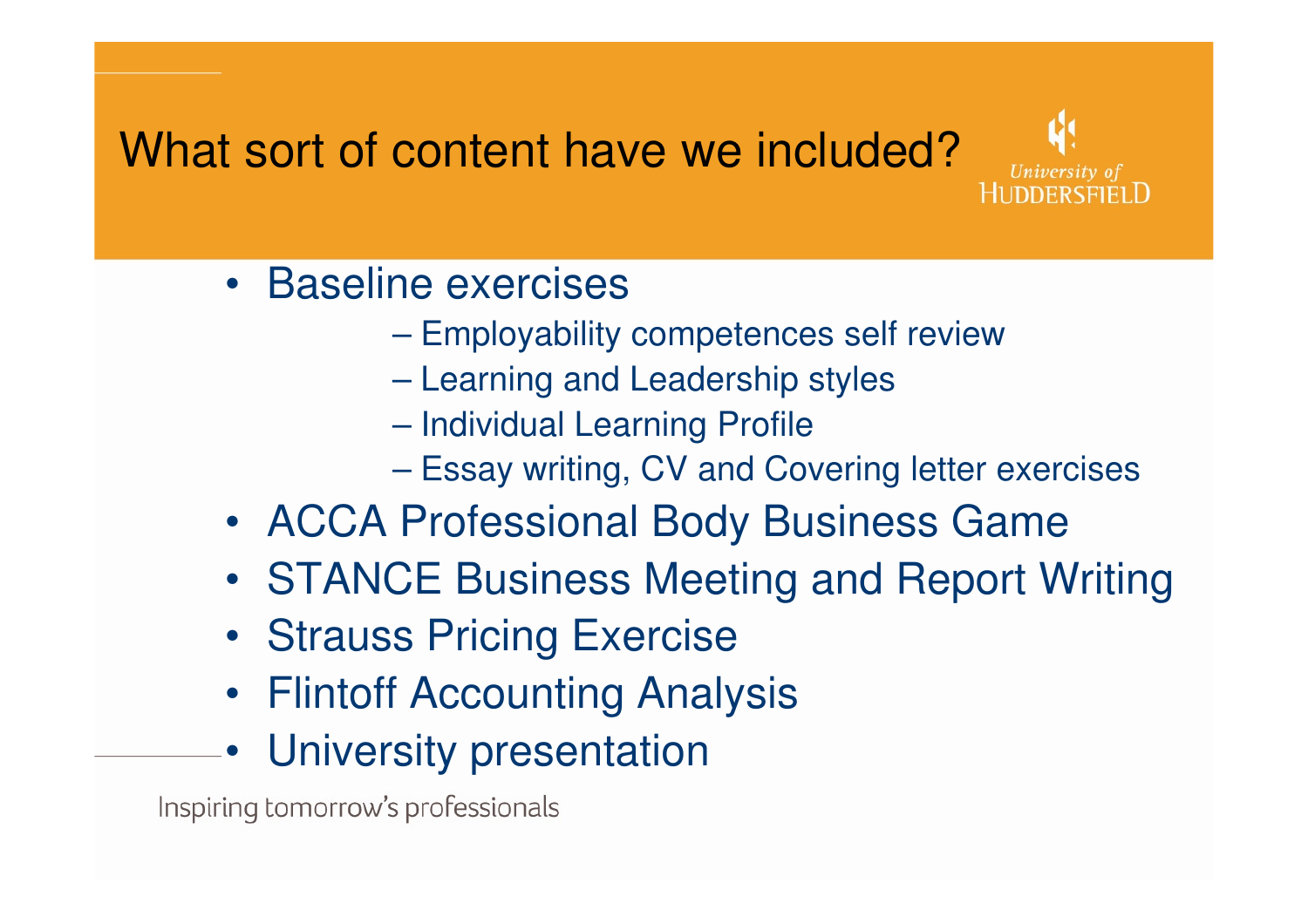# What sort of content have we included?

- Baseline exercises
  - Employability competences self review
  - Learning and Leadership styles
  - Individual Learning Profile
  - Essay writing, CV and Covering letter exercises
- ACCA Professional Body Business Game
- STANCE Business Meeting and Report Writing
- Strauss Pricing Exercise
- Flintoff Accounting Analysis
- University presentation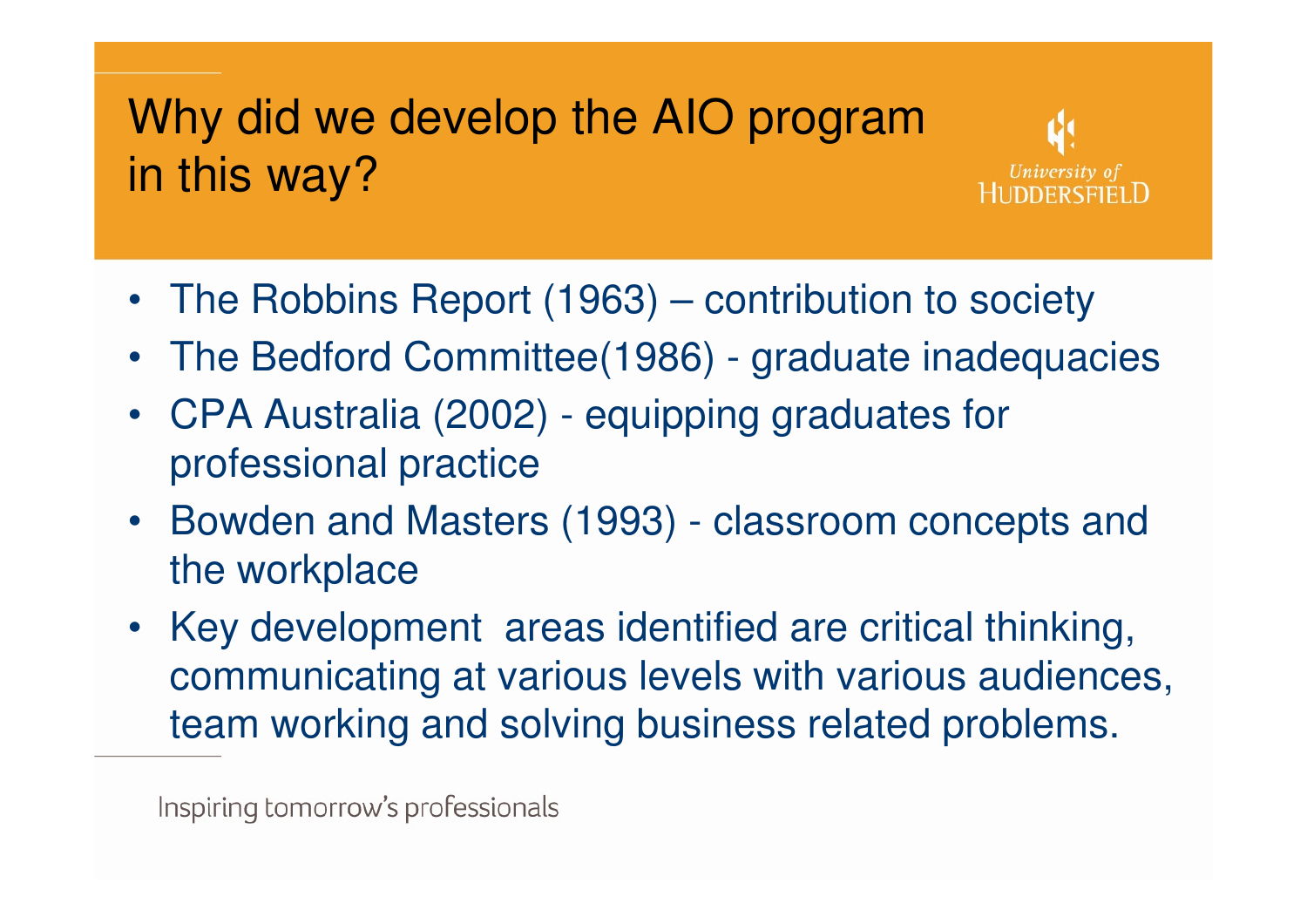# Why did we develop the AIO program in this way?

- The Robbins Report (1963) – contribution to society
- The Bedford Committee(1986) - graduate inadequacies
- CPA Australia (2002) - equipping graduates for professional practice
- Bowden and Masters (1993) - classroom concepts and the workplace
- Key development areas identified are critical thinking, communicating at various levels with various audiences, team working and solving business related problems.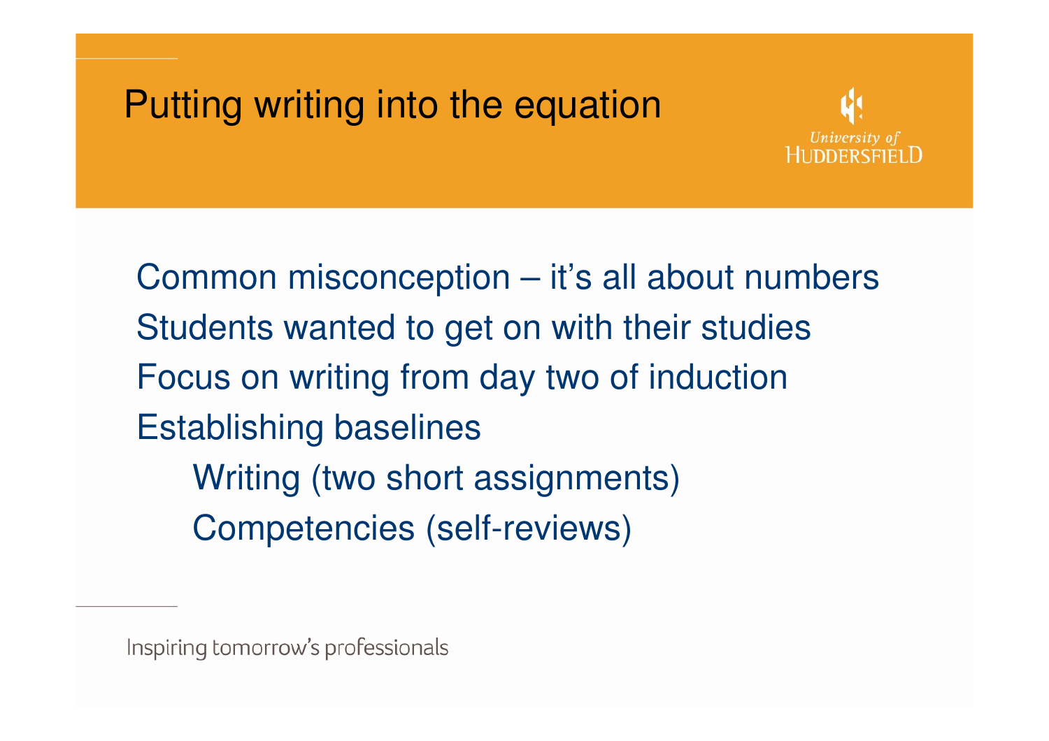# Putting writing into the equation

Common misconception – it's all about numbers

Students wanted to get on with their studies

Focus on writing from day two of induction

Establishing baselines

- Writing (two short assignments)
- Competencies (self-reviews)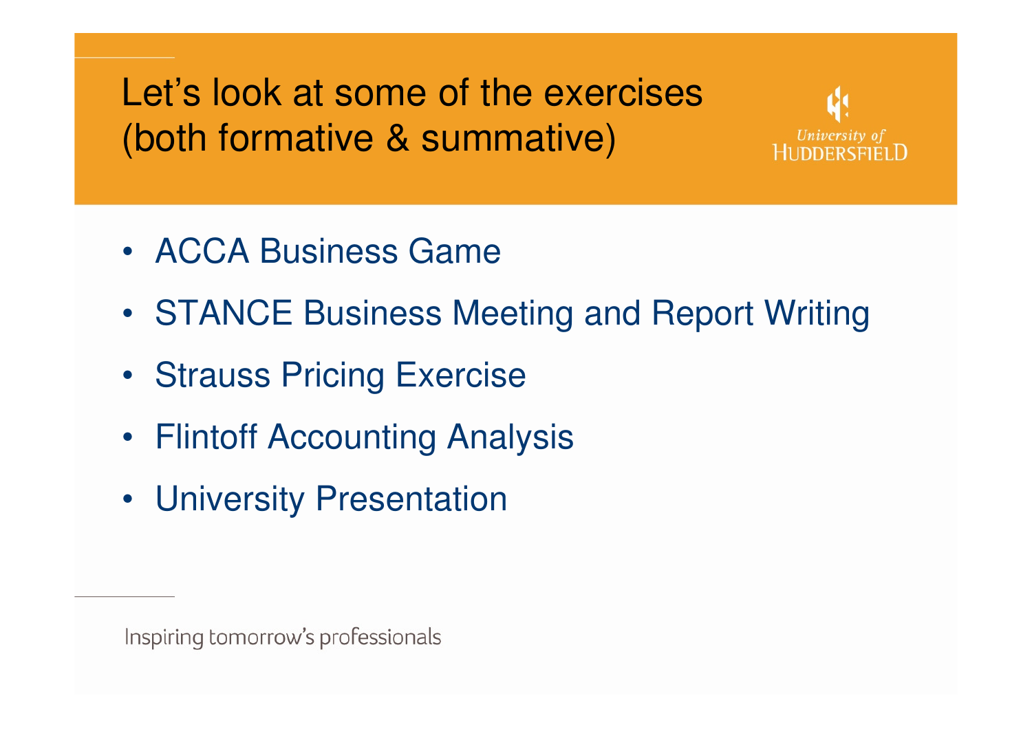# Let's look at some of the exercises (both formative & summative)

- ACCA Business Game
- STANCE Business Meeting and Report Writing
- Strauss Pricing Exercise
- Flintoff Accounting Analysis
- University Presentation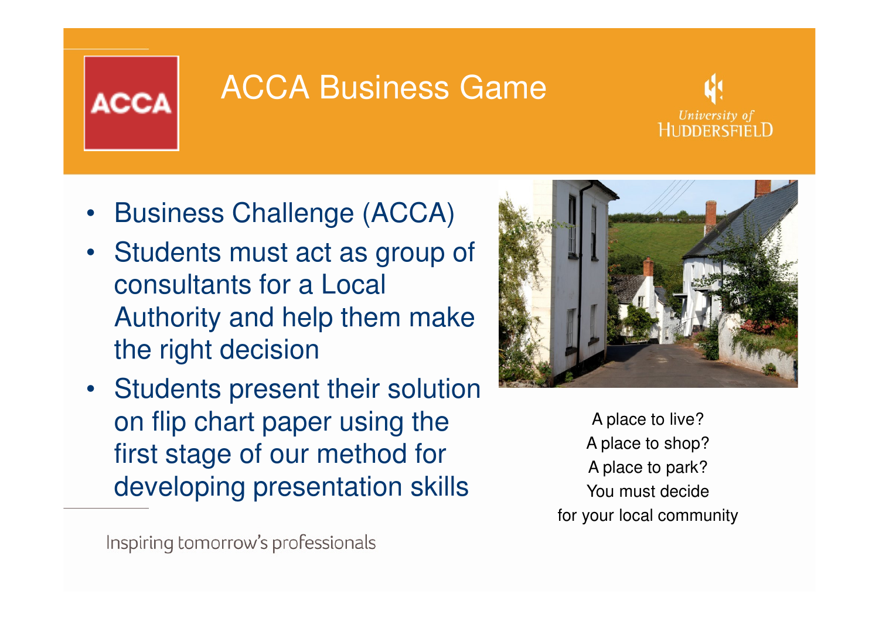# ACCA Business Game

- Business Challenge (ACCA)
- Students must act as group of consultants for a Local Authority and help them make the right decision
- Students present their solution on flip chart paper using the first stage of our method for developing presentation skills

A place to live?
A place to shop?
A place to park?
You must decide
for your local community

Inspiring tomorrow's professionals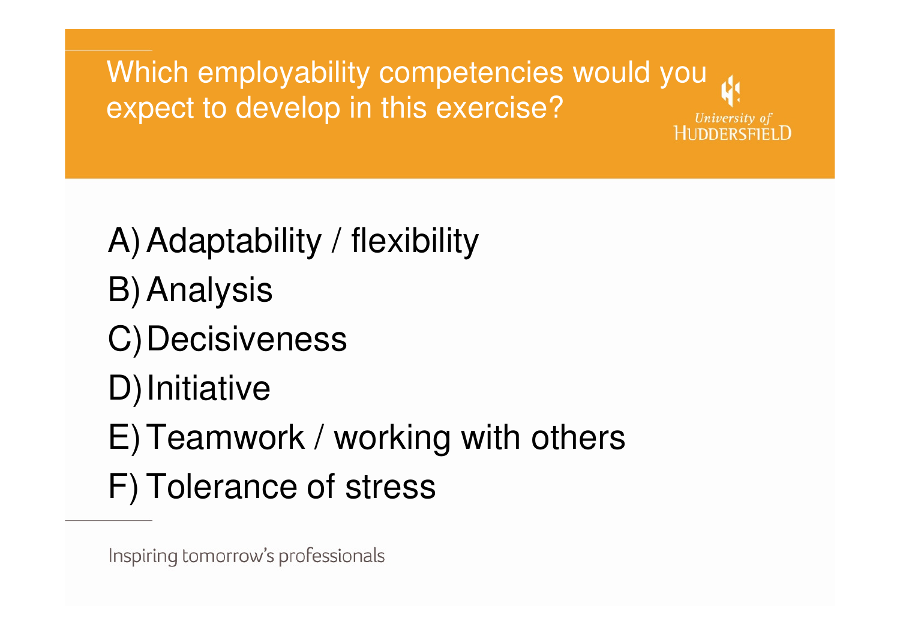# Which employability competencies would you expect to develop in this exercise?

A) Adaptability / flexibility

B) Analysis

C) Decisiveness

D) Initiative

E) Teamwork / working with others

F) Tolerance of stress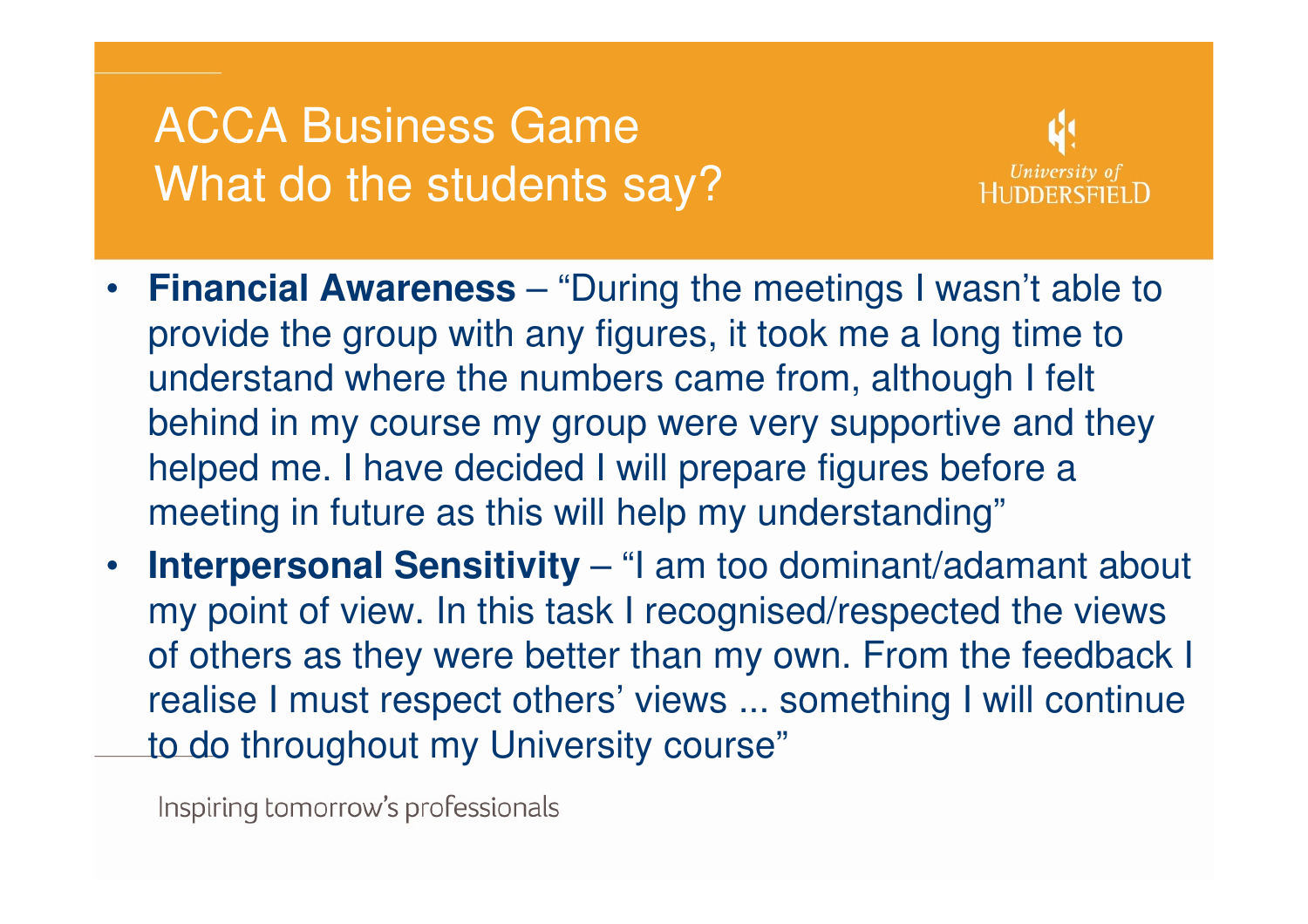# ACCA Business Game
# What do the students say?

- **Financial Awareness** – “During the meetings I wasn’t able to provide the group with any figures, it took me a long time to understand where the numbers came from, although I felt behind in my course my group were very supportive and they helped me. I have decided I will prepare figures before a meeting in future as this will help my understanding”
- **Interpersonal Sensitivity** – “I am too dominant/adamant about my point of view. In this task I recognised/respected the views of others as they were better than my own. From the feedback I realise I must respect others’ views ... something I will continue to do throughout my University course”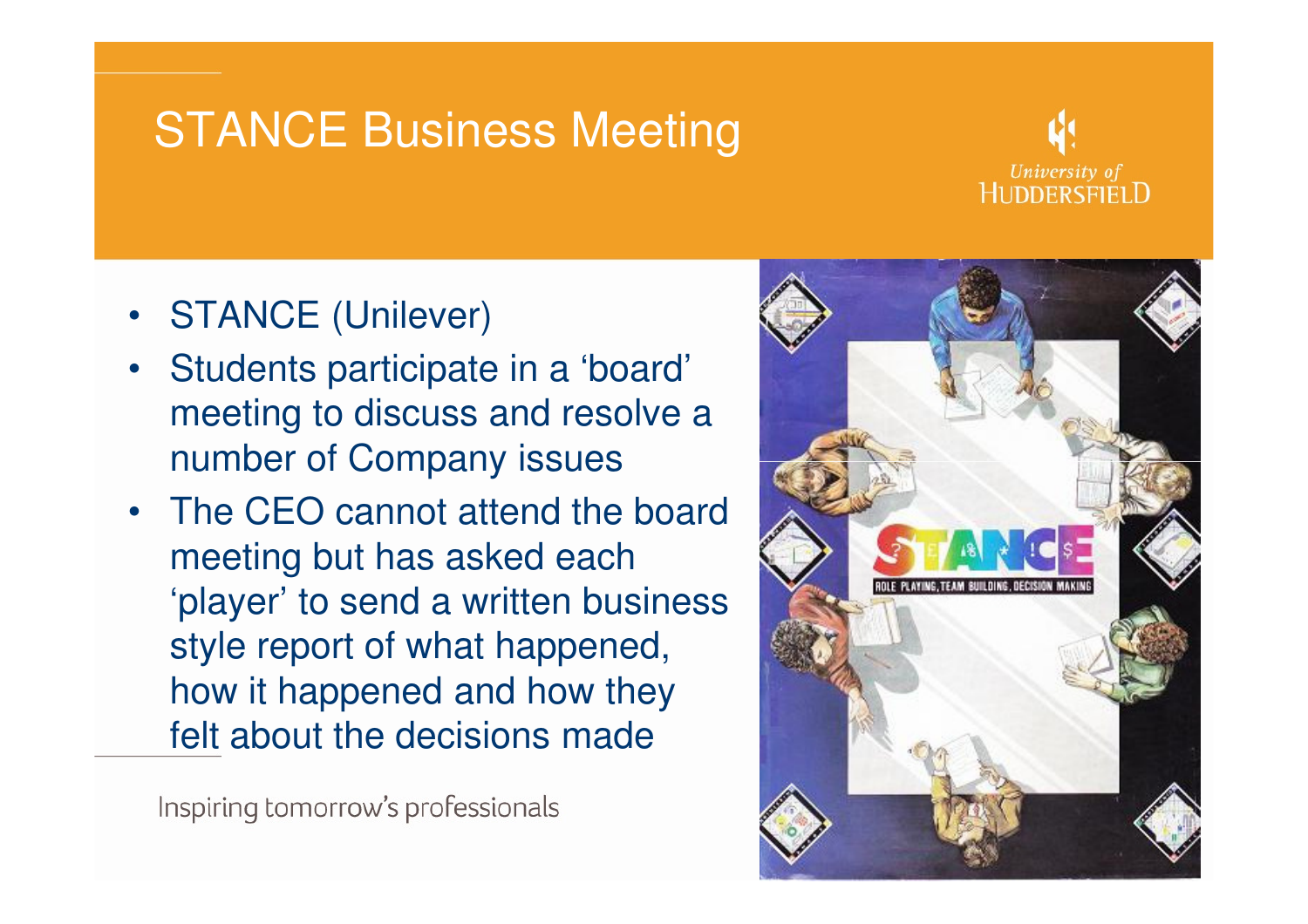# STANCE Business Meeting

- STANCE (Unilever)
- Students participate in a ‘board’ meeting to discuss and resolve a number of Company issues
- The CEO cannot attend the board meeting but has asked each ‘player’ to send a written business style report of what happened, how it happened and how they felt about the decisions made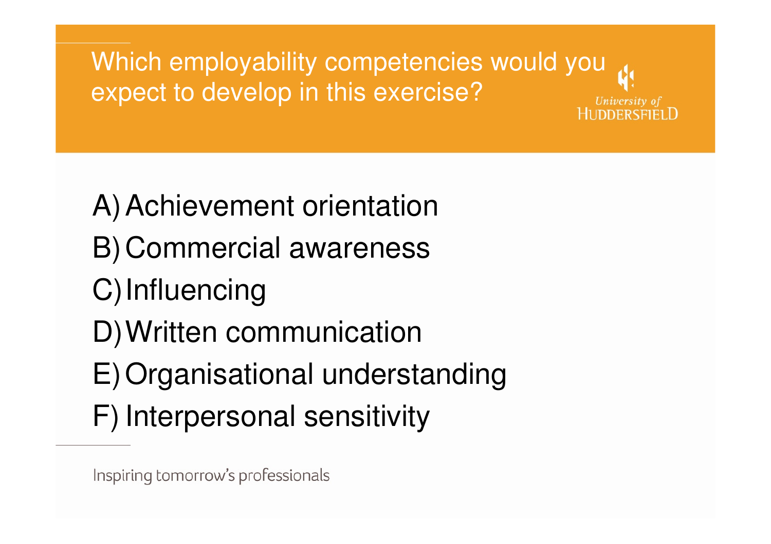# Which employability competencies would you expect to develop in this exercise?

A) Achievement orientation

B) Commercial awareness

C) Influencing

D) Written communication

E) Organisational understanding

F) Interpersonal sensitivity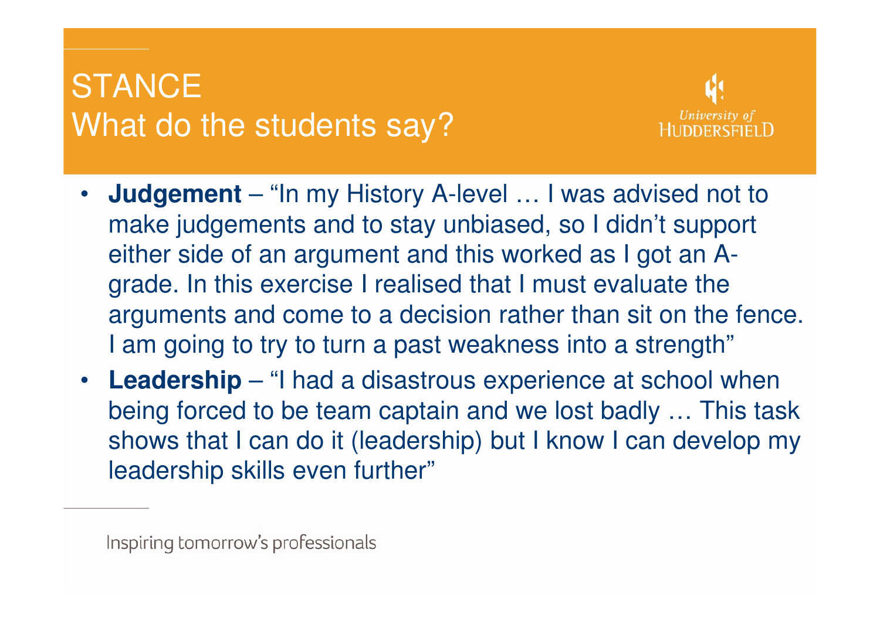# STANCE
## What do the students say?

- **Judgement** – "In my History A-level … I was advised not to make judgements and to stay unbiased, so I didn't support either side of an argument and this worked as I got an A-grade. In this exercise I realised that I must evaluate the arguments and come to a decision rather than sit on the fence. I am going to try to turn a past weakness into a strength"
- **Leadership** – "I had a disastrous experience at school when being forced to be team captain and we lost badly … This task shows that I can do it (leadership) but I know I can develop my leadership skills even further"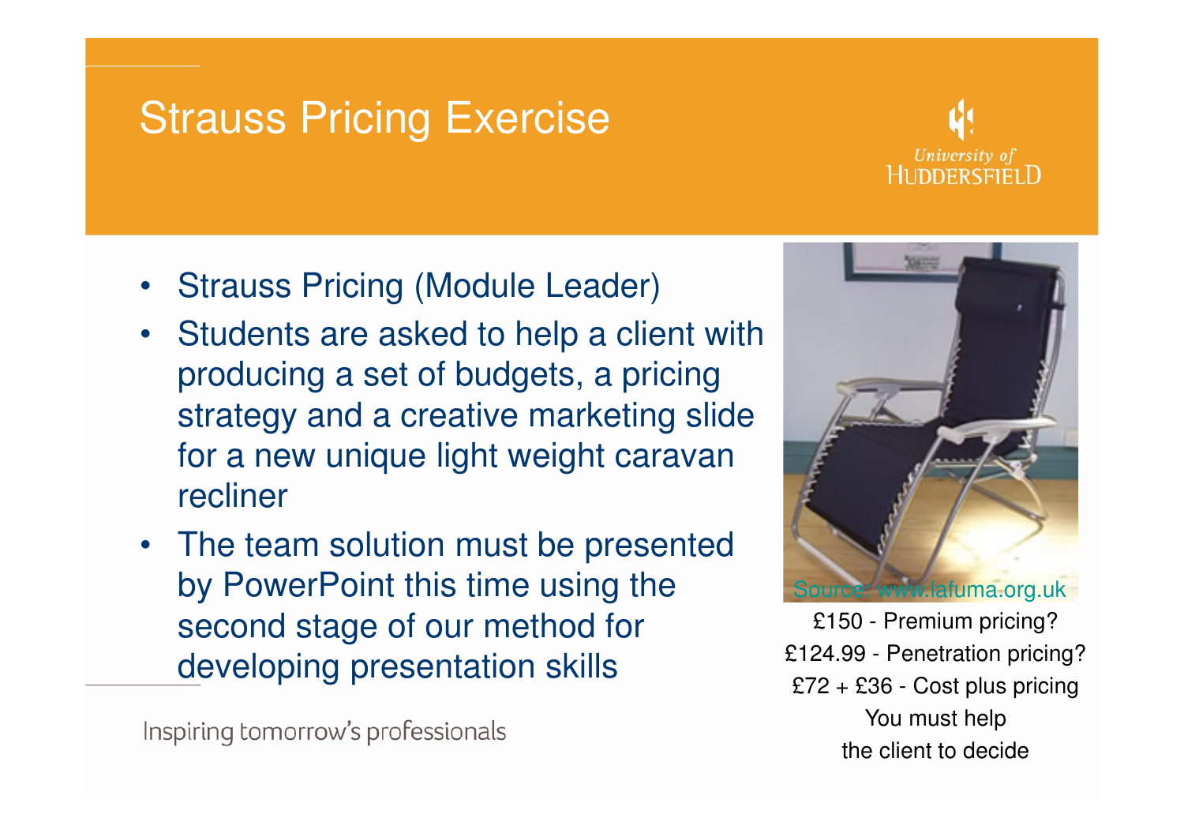# Strauss Pricing Exercise

- Strauss Pricing (Module Leader)
- Students are asked to help a client with producing a set of budgets, a pricing strategy and a creative marketing slide for a new unique light weight caravan recliner
- The team solution must be presented by PowerPoint this time using the second stage of our method for developing presentation skills

Source: www.lafuma.org.uk

£150 - Premium pricing?

£124.99 - Penetration pricing?

£72 + £36 - Cost plus pricing

You must help the client to decide

Inspiring tomorrow's professionals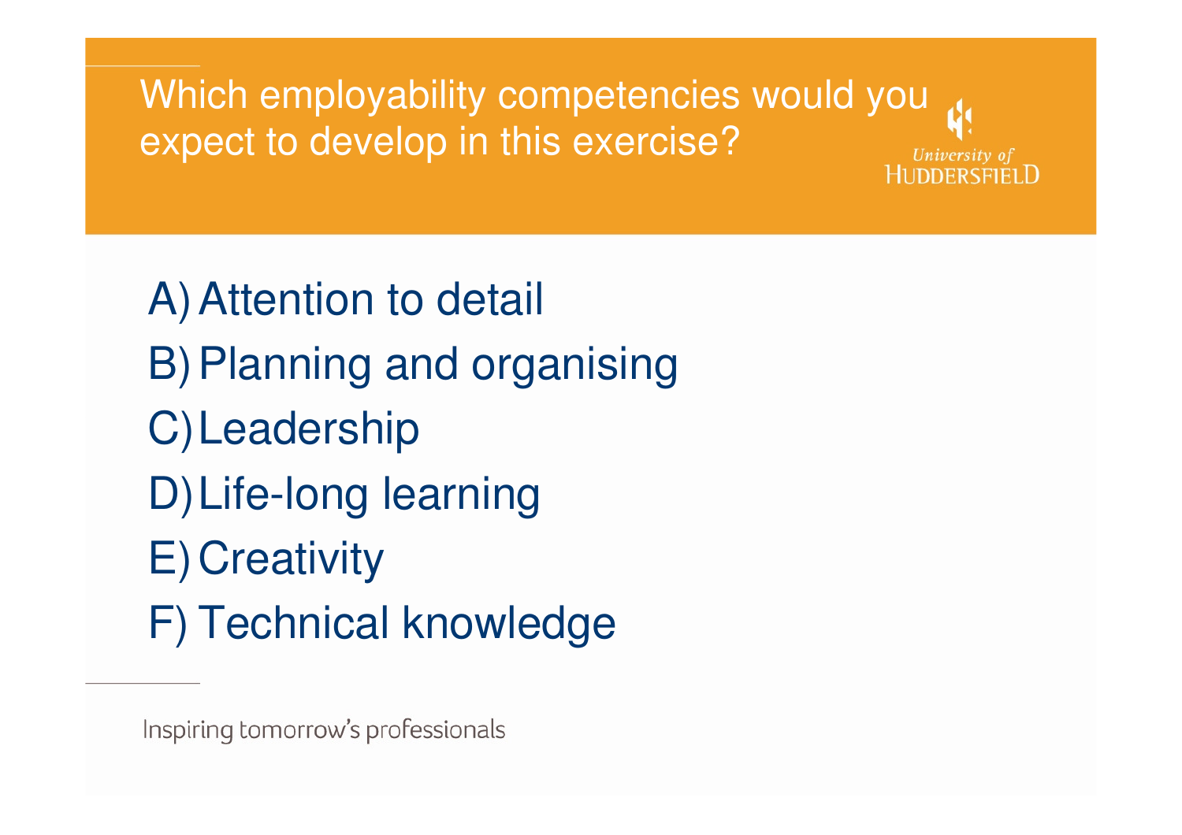# Which employability competencies would you expect to develop in this exercise?

A) Attention to detail

B) Planning and organising

C) Leadership

D) Life-long learning

E) Creativity

F) Technical knowledge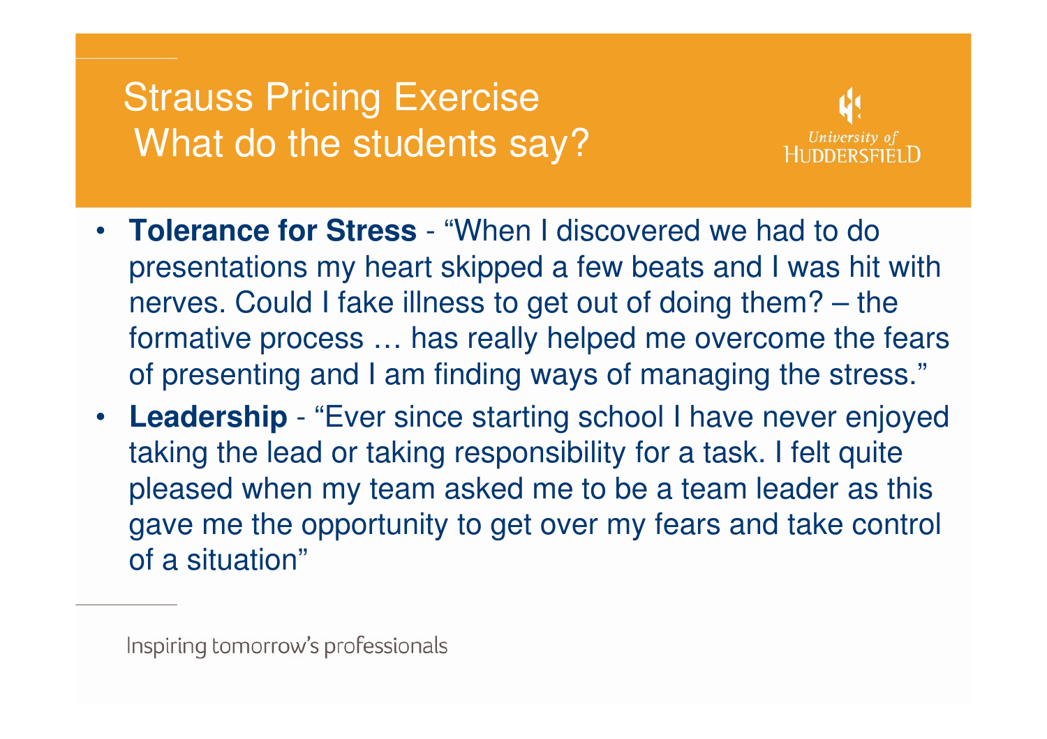# Strauss Pricing Exercise
## What do the students say?

- **Tolerance for Stress** - "When I discovered we had to do presentations my heart skipped a few beats and I was hit with nerves. Could I fake illness to get out of doing them? – the formative process … has really helped me overcome the fears of presenting and I am finding ways of managing the stress."
- **Leadership** - "Ever since starting school I have never enjoyed taking the lead or taking responsibility for a task. I felt quite pleased when my team asked me to be a team leader as this gave me the opportunity to get over my fears and take control of a situation"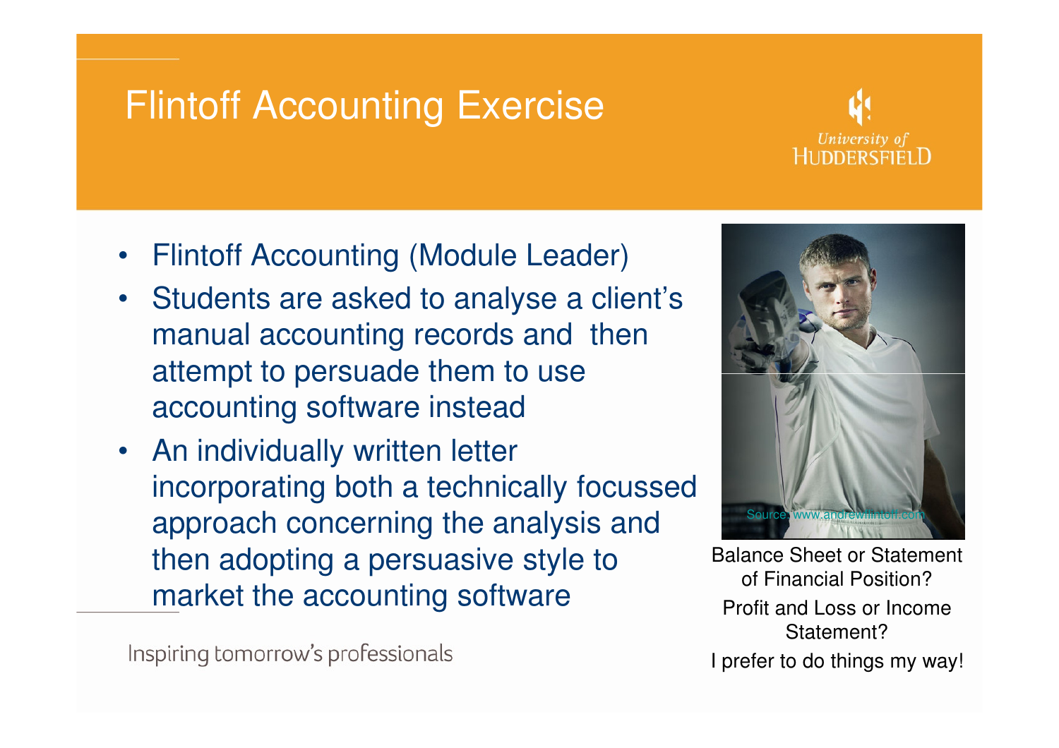# Flintoff Accounting Exercise

- Flintoff Accounting (Module Leader)
- Students are asked to analyse a client's manual accounting records and then attempt to persuade them to use accounting software instead
- An individually written letter incorporating both a technically focussed approach concerning the analysis and then adopting a persuasive style to market the accounting software

Source: www.andrewflintoff.com

Balance Sheet or Statement of Financial Position?

Profit and Loss or Income Statement?

I prefer to do things my way!

Inspiring tomorrow's professionals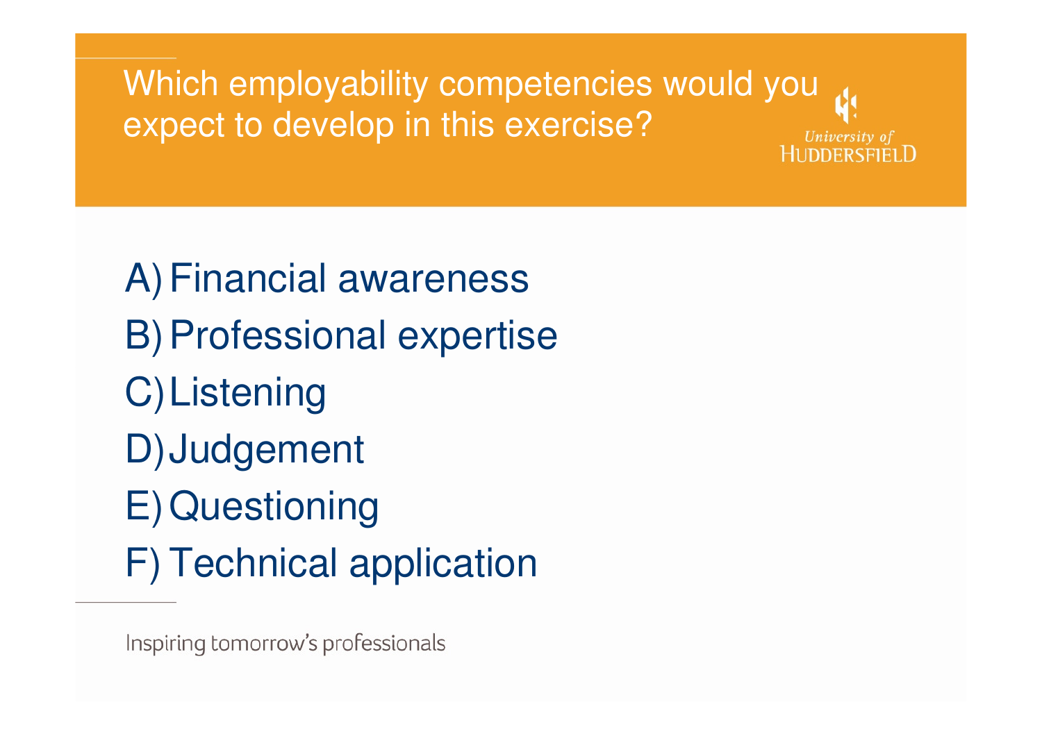# Which employability competencies would you expect to develop in this exercise?

A) Financial awareness
B) Professional expertise
C) Listening
D) Judgement
E) Questioning
F) Technical application

Inspiring tomorrow's professionals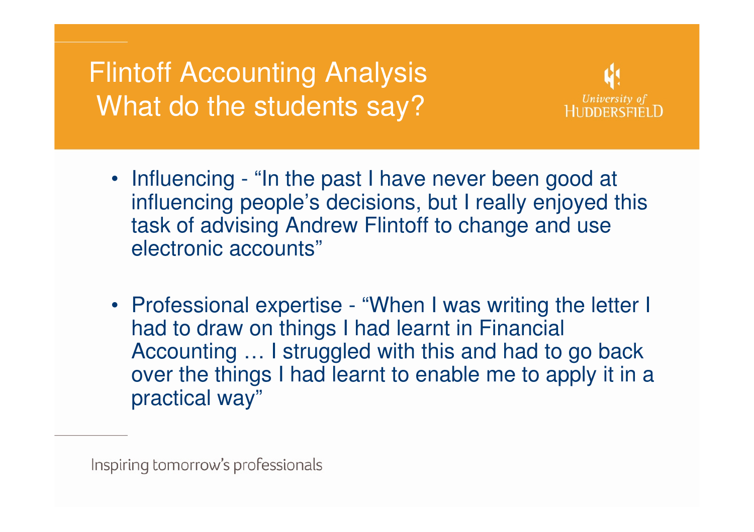# Flintoff Accounting Analysis
# What do the students say?

- Influencing - "In the past I have never been good at influencing people's decisions, but I really enjoyed this task of advising Andrew Flintoff to change and use electronic accounts"

- Professional expertise - "When I was writing the letter I had to draw on things I had learnt in Financial Accounting … I struggled with this and had to go back over the things I had learnt to enable me to apply it in a practical way"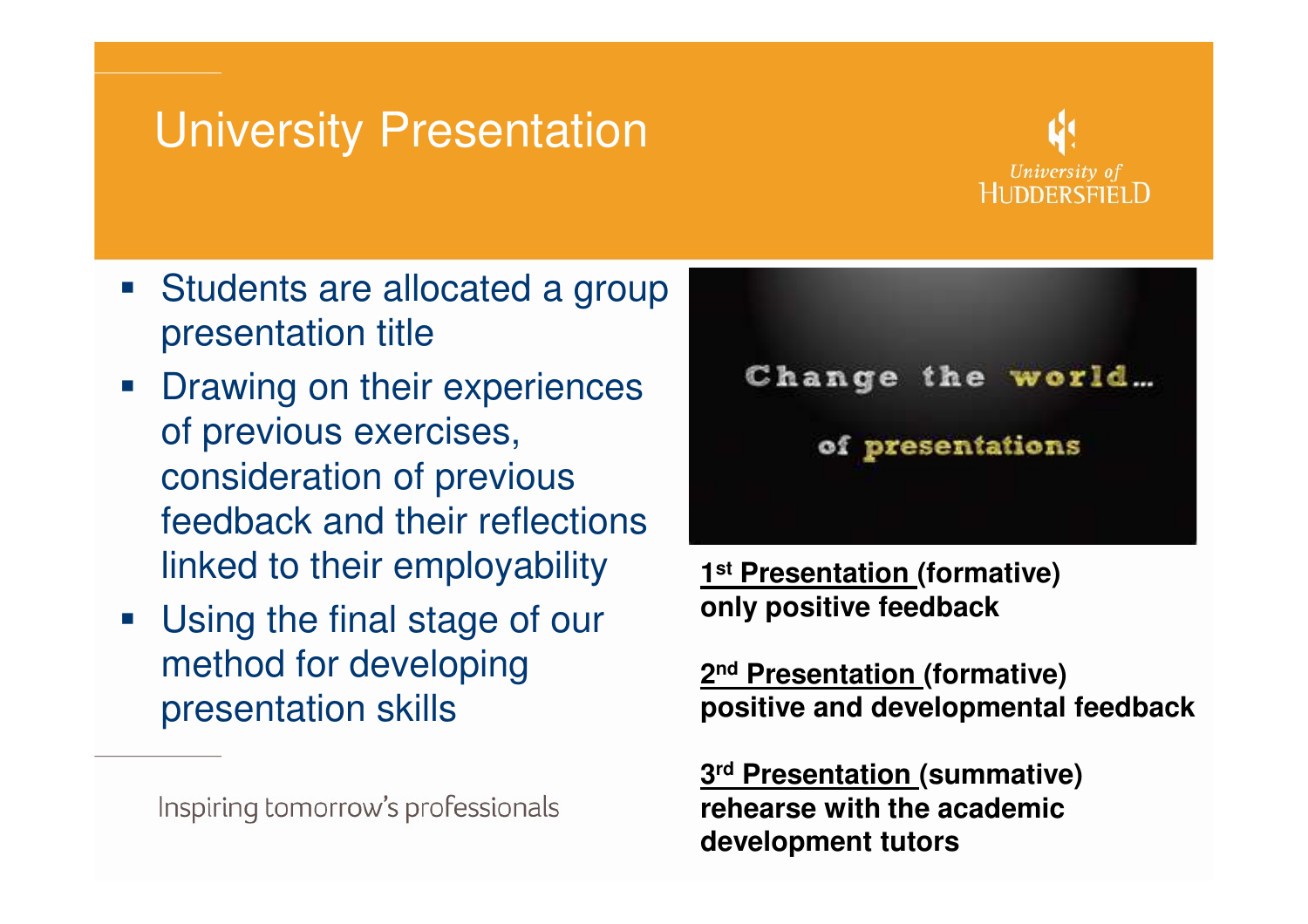# University Presentation

University of Huddersfield

- Students are allocated a group presentation title
- Drawing on their experiences of previous exercises, consideration of previous feedback and their reflections linked to their employability
- Using the final stage of our method for developing presentation skills

Change the world…

of presentations

**1st Presentation (formative)**
**only positive feedback**

**2nd Presentation (formative)**
**positive and developmental feedback**

**3rd Presentation (summative)**
**rehearse with the academic development tutors**

Inspiring tomorrow's professionals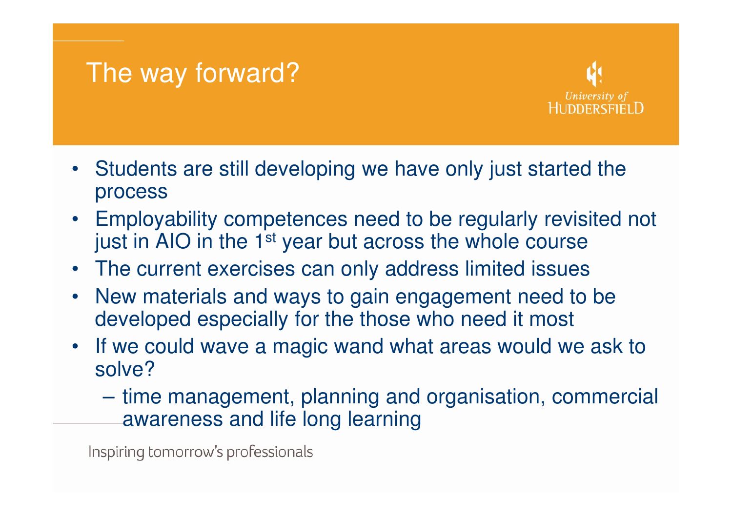# The way forward?

- Students are still developing we have only just started the process
- Employability competences need to be regularly revisited not just in AIO in the 1st year but across the whole course
- The current exercises can only address limited issues
- New materials and ways to gain engagement need to be developed especially for the those who need it most
- If we could wave a magic wand what areas would we ask to solve?
  - time management, planning and organisation, commercial awareness and life long learning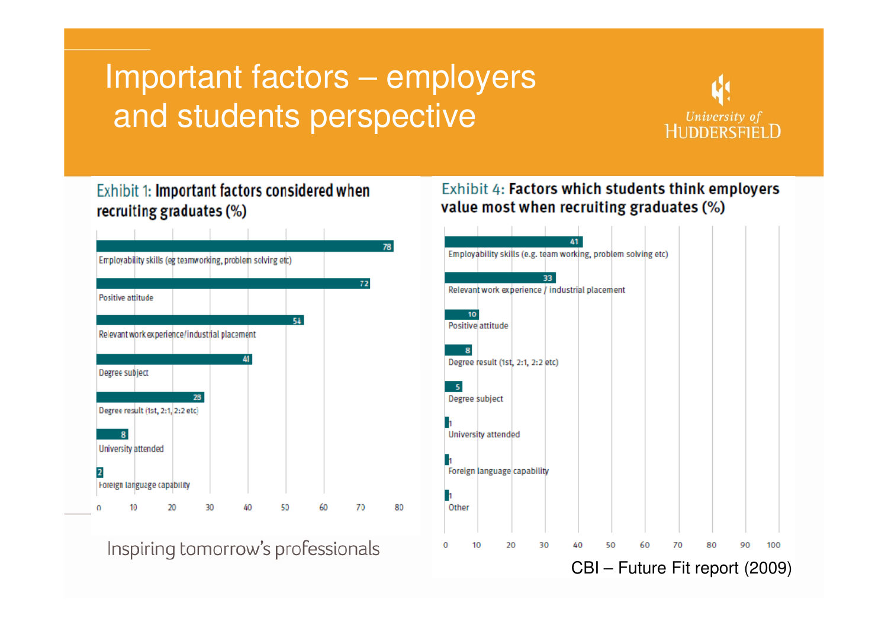# Important factors – employers and students perspective

University of Huddersfield

**Exhibit 1: Important factors considered when recruiting graduates (%)**

78
Employability skills (eg teamworking, problem solving etc)
72
Positive attitude
54
Relevant work experience/industrial placement
41
Degree subject
28
Degree result (1st, 2:1, 2:2 etc)
8
University attended
2
Foreign language capability

0 10 20 30 40 50 60 70 80

**Exhibit 4: Factors which students think employers value most when recruiting graduates (%)**

41
Employability skills (e.g. team working, problem solving etc)
33
Relevant work experience / industrial placement
10
Positive attitude
8
Degree result (1st, 2:1, 2:2 etc)
5
Degree subject
1
University attended
1
Foreign language capability
1
Other

0 10 20 30 40 50 60 70 80 90 100

CBI – Future Fit report (2009)

Inspiring tomorrow's professionals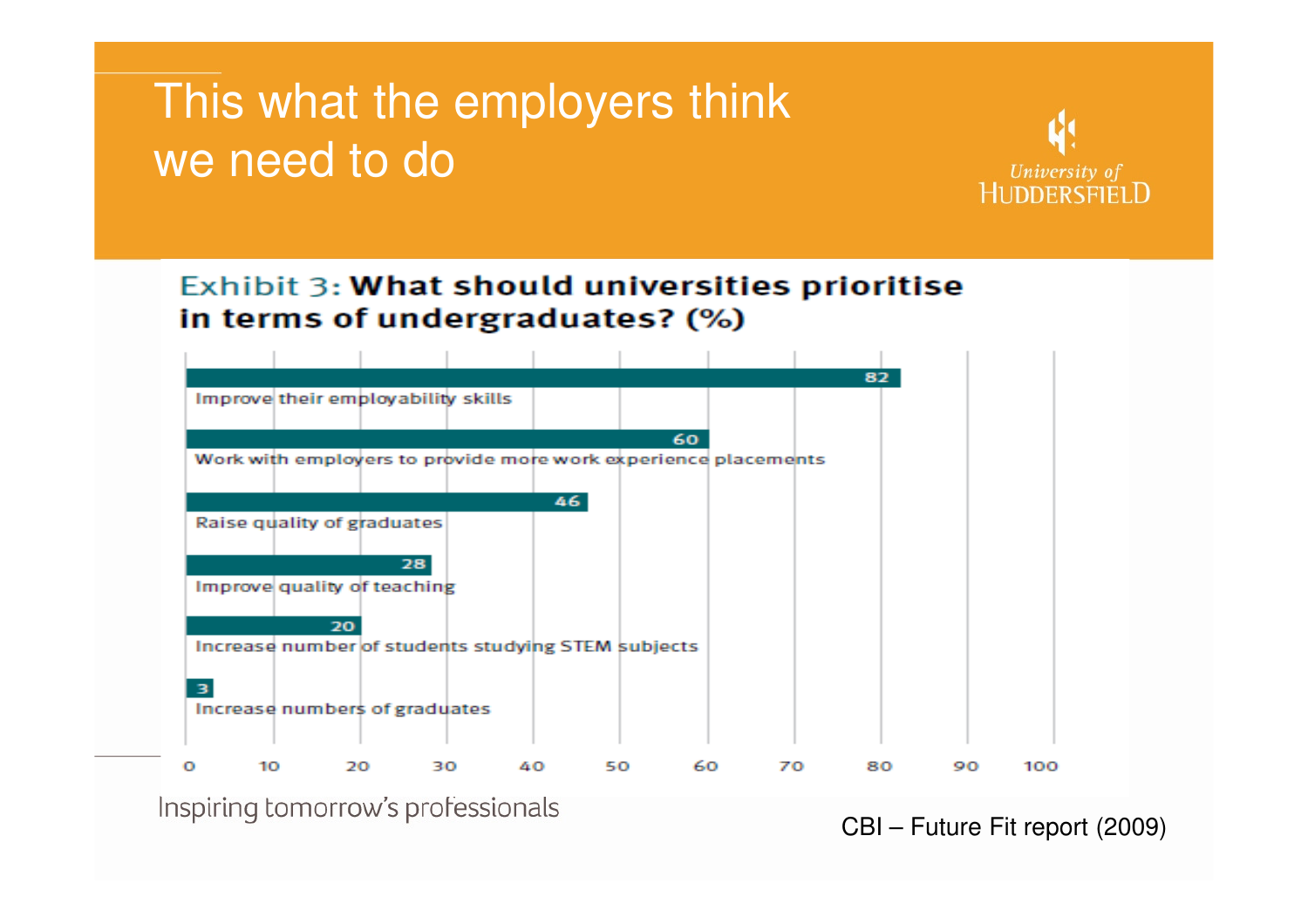# This what the employers think we need to do

University of Huddersfield

**Exhibit 3: What should universities prioritise in terms of undergraduates? (%)**

82
Improve their employability skills

60
Work with employers to provide more work experience placements

46
Raise quality of graduates

28
Improve quality of teaching

20
Increase number of students studying STEM subjects

3
Increase numbers of graduates

0 10 20 30 40 50 60 70 80 90 100

Inspiring tomorrow's professionals

CBI – Future Fit report (2009)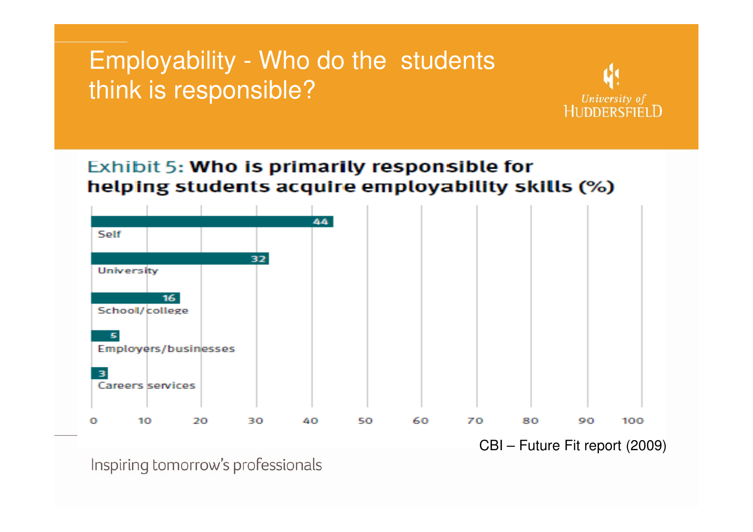# Employability - Who do the students think is responsible?

**Exhibit 5: Who is primarily responsible for helping students acquire employability skills (%)**

44
Self

32
University

16
School/college

5
Employers/businesses

3
Careers services

0 10 20 30 40 50 60 70 80 90 100

CBI – Future Fit report (2009)

Inspiring tomorrow's professionals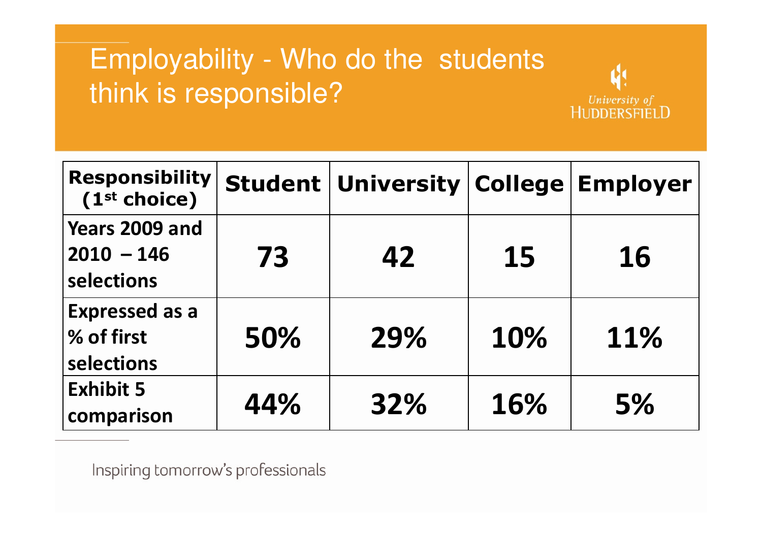# Employability - Who do the students think is responsible?

| Responsibility (1st choice) | Student | University | College | Employer |
|---|---|---|---|---|
| Years 2009 and 2010 – 146 selections | 73 | 42 | 15 | 16 |
| Expressed as a % of first selections | 50% | 29% | 10% | 11% |
| Exhibit 5 comparison | 44% | 32% | 16% | 5% |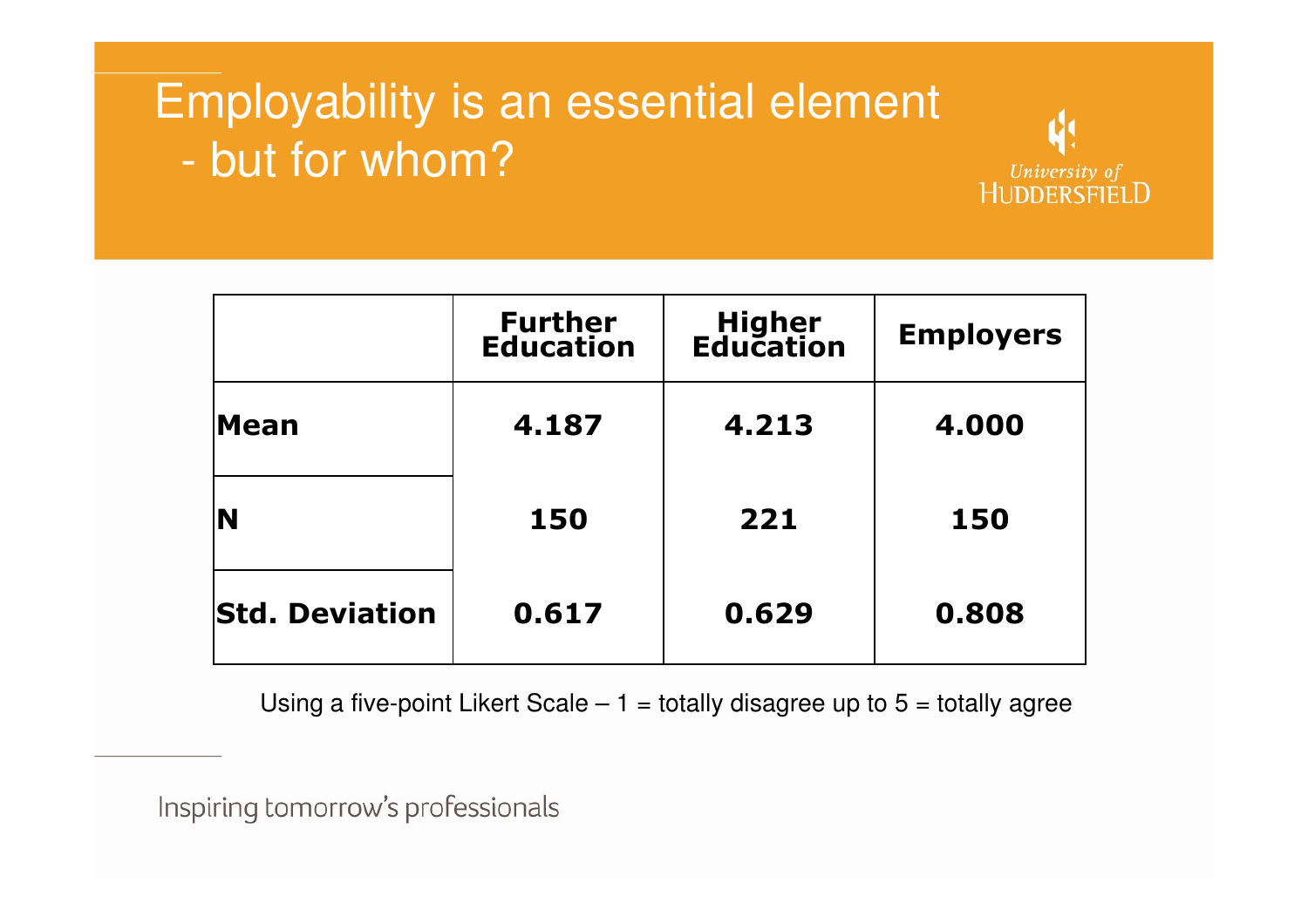# Employability is an essential element - but for whom?

| | Further Education | Higher Education | Employers |
|---|---|---|---|
| **Mean** | **4.187** | **4.213** | **4.000** |
| **N** | **150** | **221** | **150** |
| **Std. Deviation** | **0.617** | **0.629** | **0.808** |

Using a five-point Likert Scale – 1 = totally disagree up to 5 = totally agree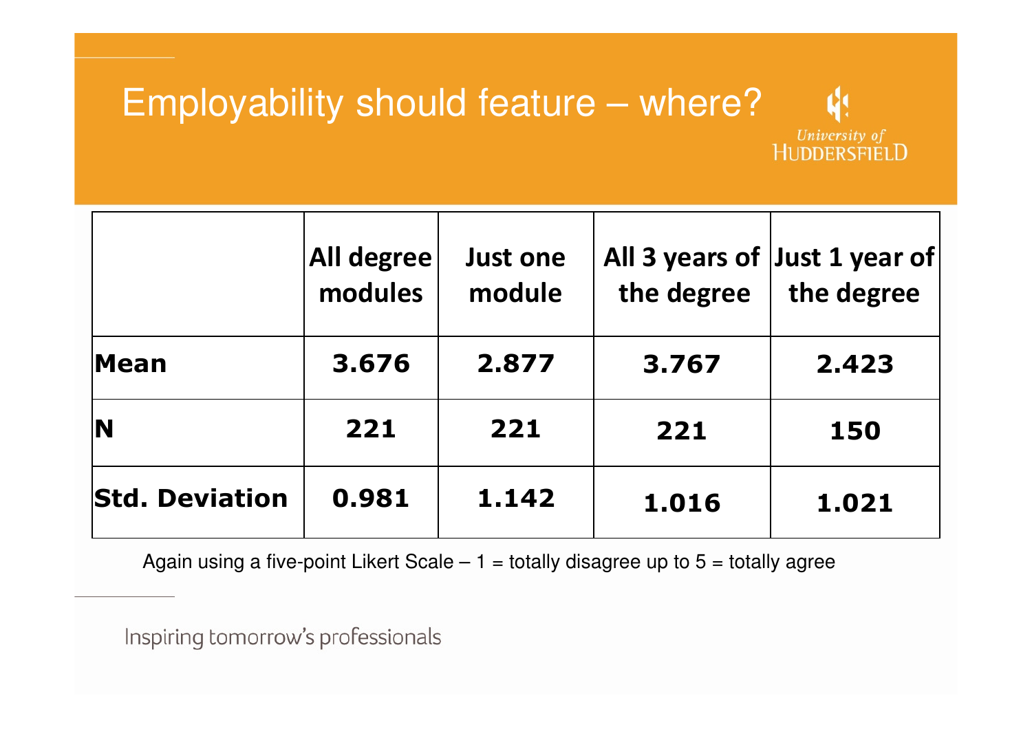# Employability should feature – where?

| | All degree modules | Just one module | All 3 years of the degree | Just 1 year of the degree |
|---|---|---|---|---|
| **Mean** | **3.676** | **2.877** | **3.767** | **2.423** |
| **N** | **221** | **221** | **221** | **150** |
| **Std. Deviation** | **0.981** | **1.142** | **1.016** | **1.021** |

Again using a five-point Likert Scale – 1 = totally disagree up to 5 = totally agree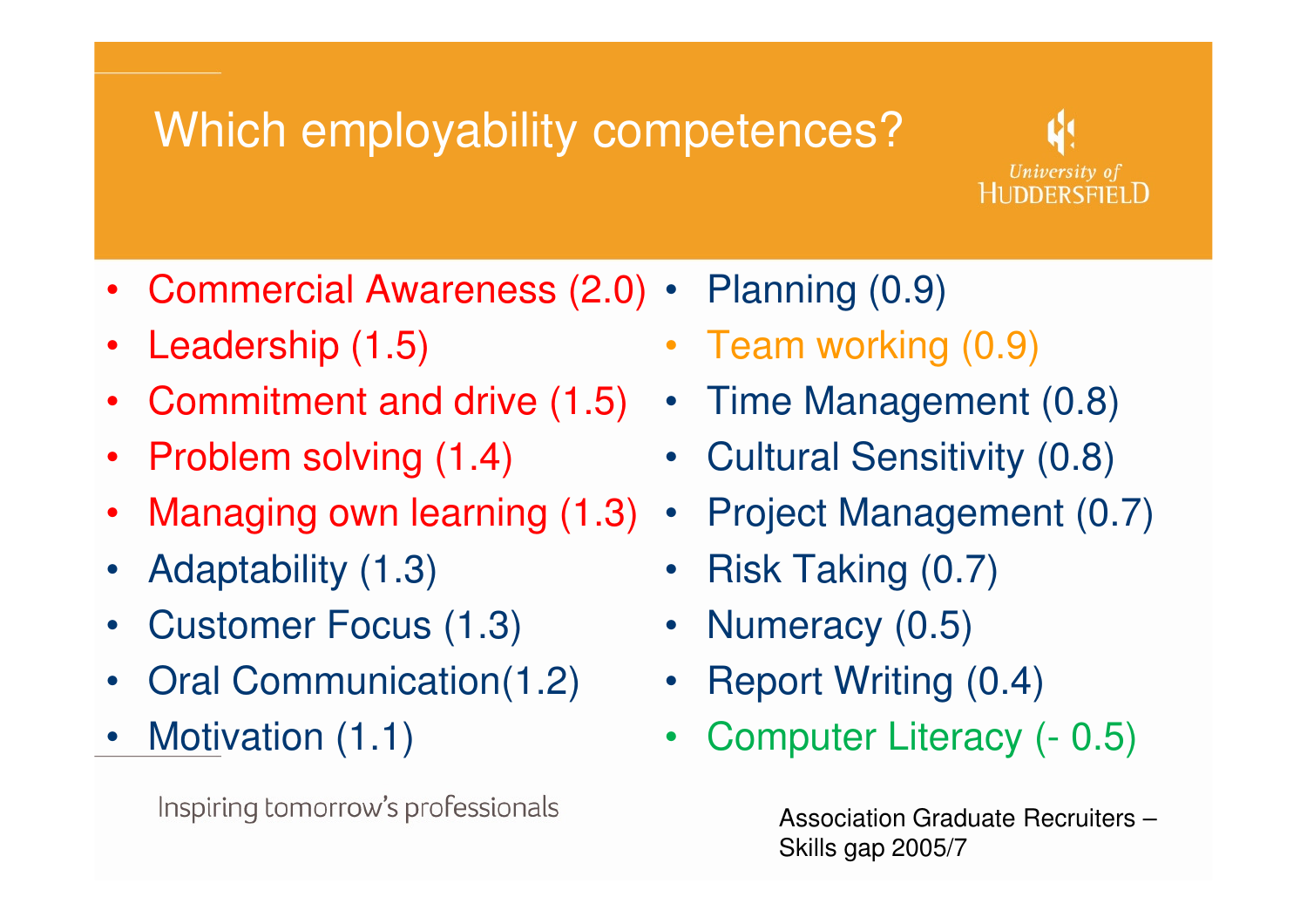# Which employability competences?

- Commercial Awareness (2.0)
- Leadership (1.5)
- Commitment and drive (1.5)
- Problem solving (1.4)
- Managing own learning (1.3)
- Adaptability (1.3)
- Customer Focus (1.3)
- Oral Communication(1.2)
- Motivation (1.1)
- Planning (0.9)
- Team working (0.9)
- Time Management (0.8)
- Cultural Sensitivity (0.8)
- Project Management (0.7)
- Risk Taking (0.7)
- Numeracy (0.5)
- Report Writing (0.4)
- Computer Literacy (- 0.5)

Association Graduate Recruiters – Skills gap 2005/7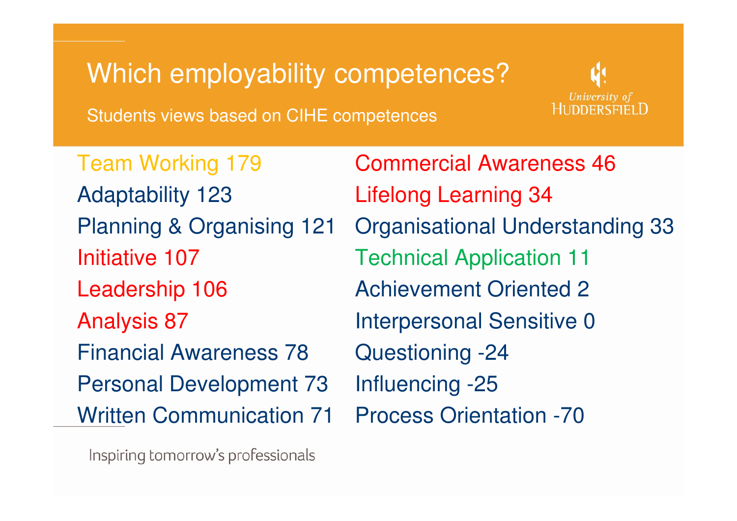# Which employability competences?

Students views based on CIHE competences

Team Working 179
Adaptability 123
Planning & Organising 121
Initiative 107
Leadership 106
Analysis 87
Financial Awareness 78
Personal Development 73
Written Communication 71
Commercial Awareness 46
Lifelong Learning 34
Organisational Understanding 33
Technical Application 11
Achievement Oriented 2
Interpersonal Sensitive 0
Questioning -24
Influencing -25
Process Orientation -70

Inspiring tomorrow's professionals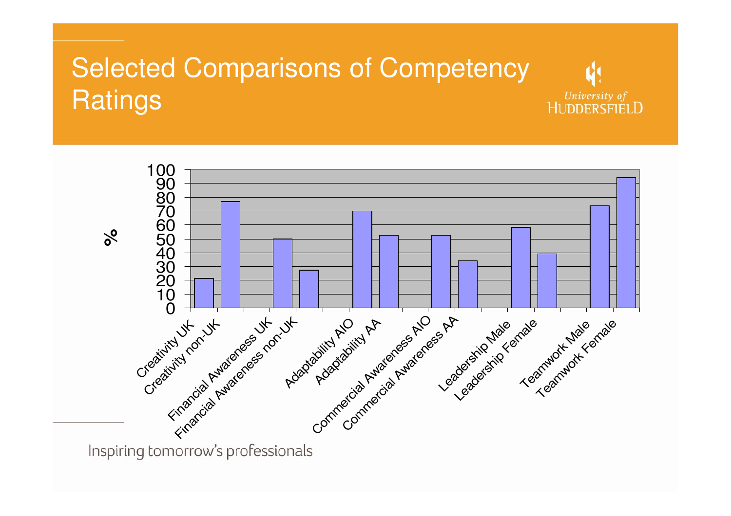# Selected Comparisons of Competency Ratings

University of Huddersfield

%

100
90
80
70
60
50
40
30
20
10
0

Creativity UK
Creativity non-UK
Financial Awareness UK
Financial Awareness non-UK
Adaptability AIO
Adaptability AA
Commercial Awareness AIO
Commercial Awareness AA
Leadership Male
Leadership Female
Teamwork Male
Teamwork Female

Inspiring tomorrow's professionals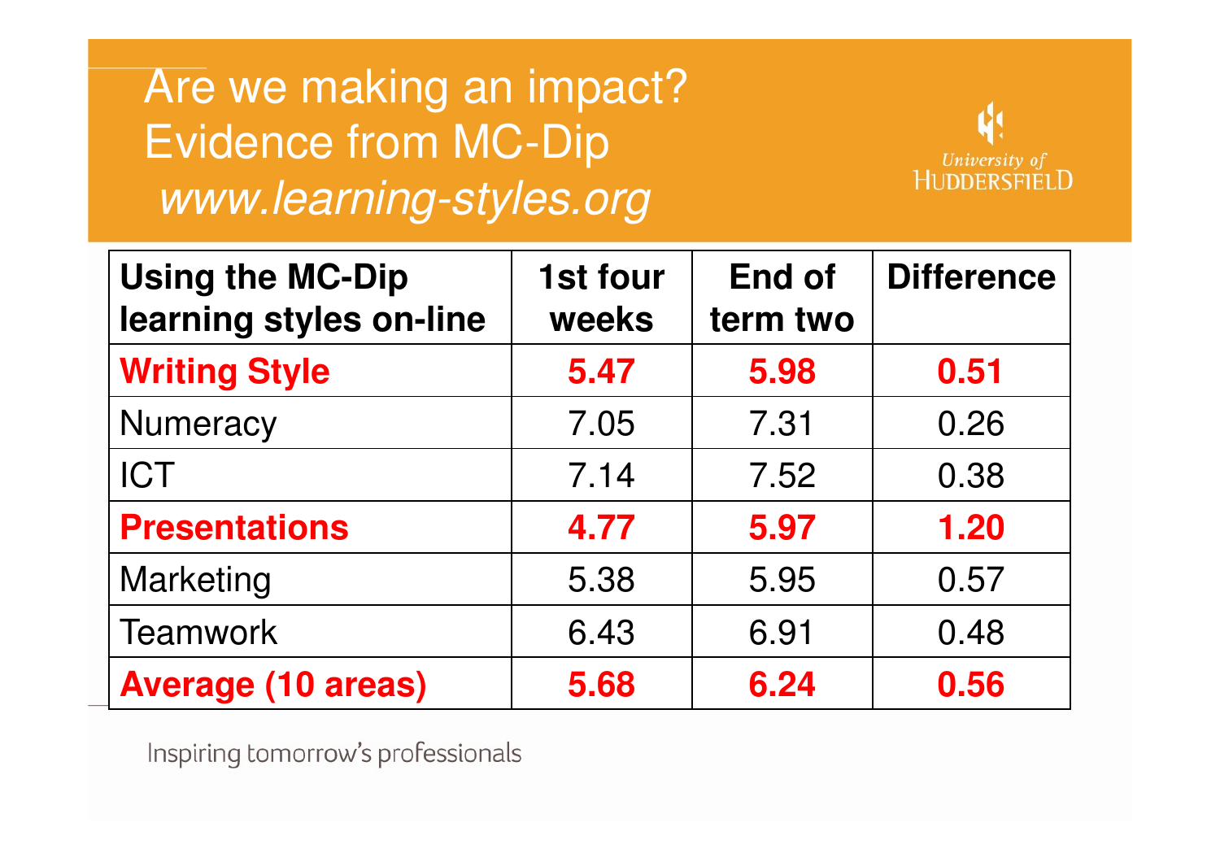# Are we making an impact? Evidence from MC-Dip

*www.learning-styles.org*

University of Huddersfield

| Using the MC-Dip learning styles on-line | 1st four weeks | End of term two | Difference |
|---|---|---|---|
| **Writing Style** | **5.47** | **5.98** | **0.51** |
| Numeracy | 7.05 | 7.31 | 0.26 |
| ICT | 7.14 | 7.52 | 0.38 |
| **Presentations** | **4.77** | **5.97** | **1.20** |
| Marketing | 5.38 | 5.95 | 0.57 |
| Teamwork | 6.43 | 6.91 | 0.48 |
| **Average (10 areas)** | **5.68** | **6.24** | **0.56** |

Inspiring tomorrow's professionals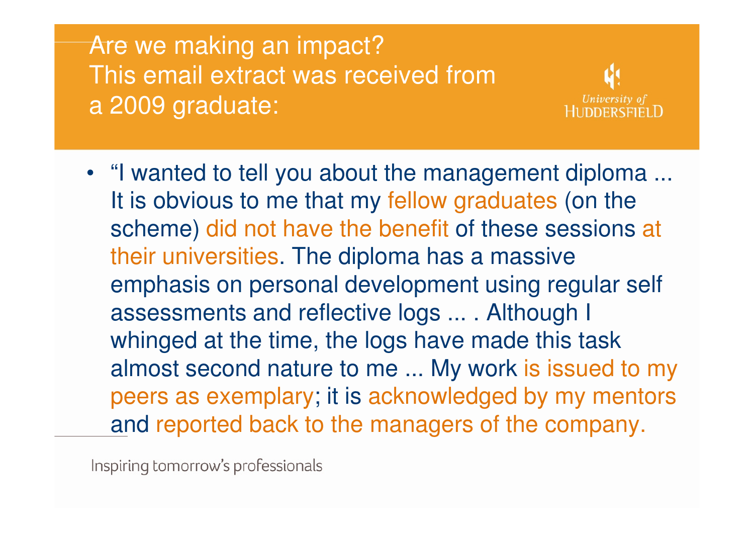# Are we making an impact? This email extract was received from a 2009 graduate:

University of Huddersfield

- "I wanted to tell you about the management diploma ... It is obvious to me that my fellow graduates (on the scheme) did not have the benefit of these sessions at their universities. The diploma has a massive emphasis on personal development using regular self assessments and reflective logs ... . Although I whinged at the time, the logs have made this task almost second nature to me ... My work is issued to my peers as exemplary; it is acknowledged by my mentors and reported back to the managers of the company.

Inspiring tomorrow's professionals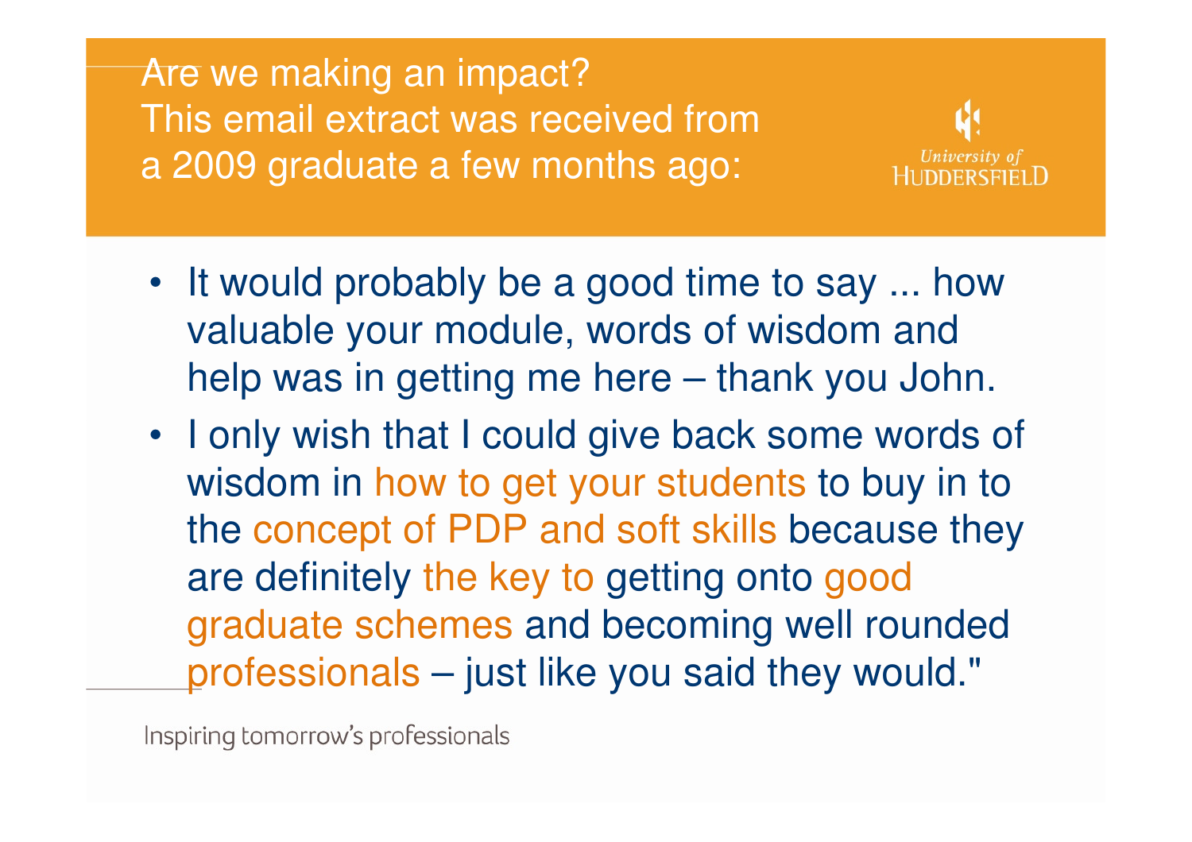# Are we making an impact?
This email extract was received from a 2009 graduate a few months ago:

- It would probably be a good time to say ... how valuable your module, words of wisdom and help was in getting me here – thank you John.
- I only wish that I could give back some words of wisdom in how to get your students to buy in to the concept of PDP and soft skills because they are definitely the key to getting onto good graduate schemes and becoming well rounded professionals – just like you said they would."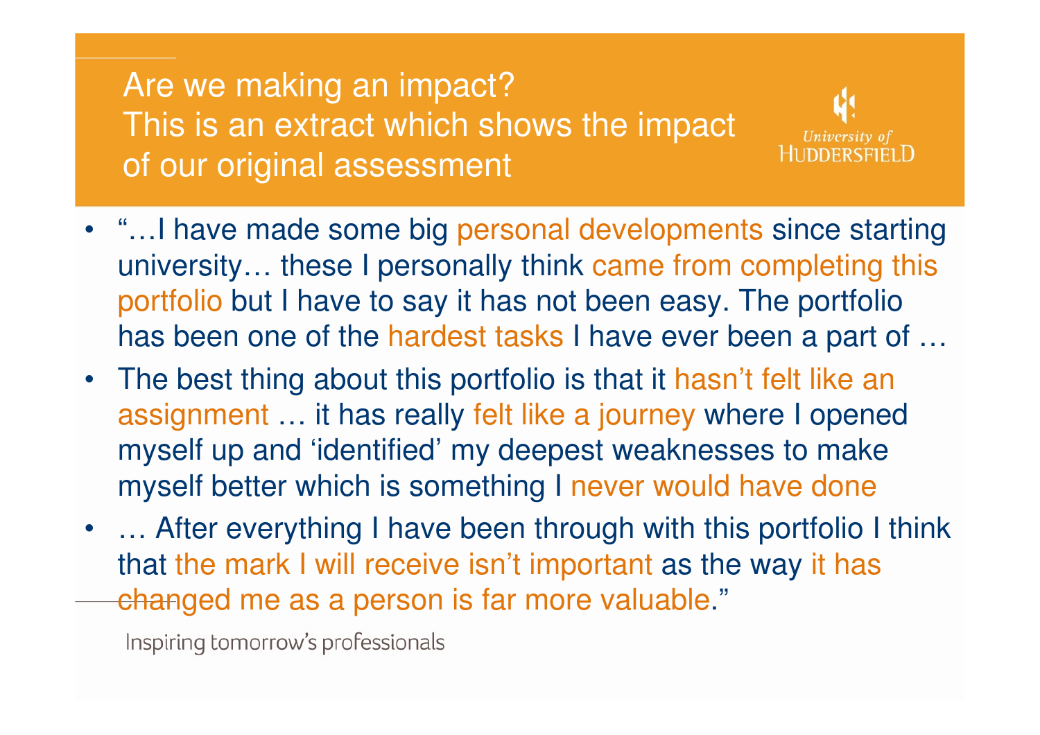# Are we making an impact? This is an extract which shows the impact of our original assessment

- "…I have made some big personal developments since starting university… these I personally think came from completing this portfolio but I have to say it has not been easy. The portfolio has been one of the hardest tasks I have ever been a part of …
- The best thing about this portfolio is that it hasn't felt like an assignment … it has really felt like a journey where I opened myself up and 'identified' my deepest weaknesses to make myself better which is something I never would have done
- … After everything I have been through with this portfolio I think that the mark I will receive isn't important as the way it has changed me as a person is far more valuable."

Inspiring tomorrow's professionals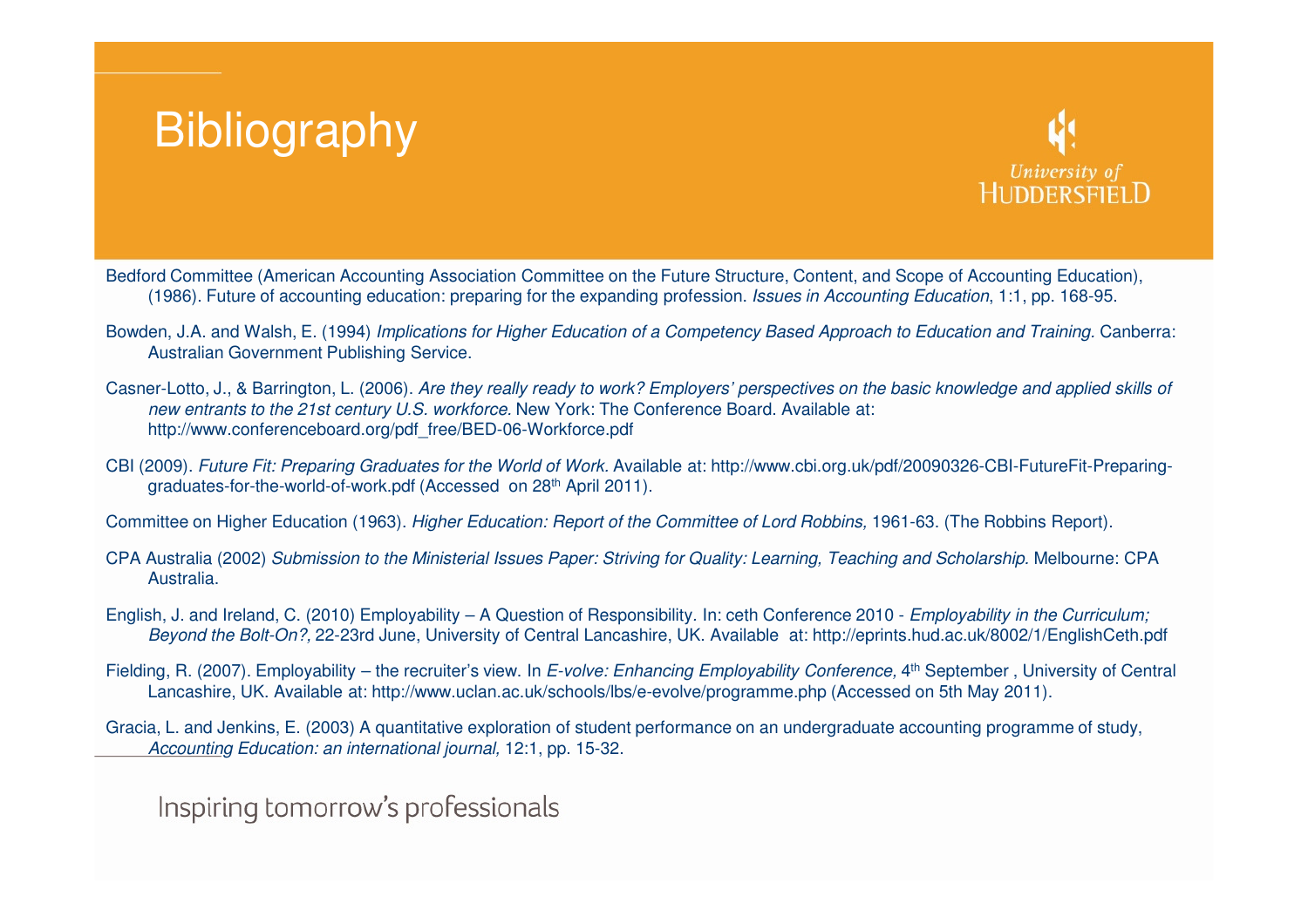# Bibliography

Bedford Committee (American Accounting Association Committee on the Future Structure, Content, and Scope of Accounting Education), (1986). Future of accounting education: preparing for the expanding profession. *Issues in Accounting Education*, 1:1, pp. 168-95.

Bowden, J.A. and Walsh, E. (1994) *Implications for Higher Education of a Competency Based Approach to Education and Training.* Canberra: Australian Government Publishing Service.

Casner-Lotto, J., & Barrington, L. (2006). *Are they really ready to work? Employers' perspectives on the basic knowledge and applied skills of new entrants to the 21st century U.S. workforce.* New York: The Conference Board. Available at: http://www.conferenceboard.org/pdf_free/BED-06-Workforce.pdf

CBI (2009). *Future Fit: Preparing Graduates for the World of Work.* Available at: http://www.cbi.org.uk/pdf/20090326-CBI-FutureFit-Preparing-graduates-for-the-world-of-work.pdf (Accessed on 28th April 2011).

Committee on Higher Education (1963). *Higher Education: Report of the Committee of Lord Robbins,* 1961-63. (The Robbins Report).

CPA Australia (2002) *Submission to the Ministerial Issues Paper: Striving for Quality: Learning, Teaching and Scholarship.* Melbourne: CPA Australia.

English, J. and Ireland, C. (2010) Employability – A Question of Responsibility. In: ceth Conference 2010 - *Employability in the Curriculum; Beyond the Bolt-On?,* 22-23rd June, University of Central Lancashire, UK. Available at: http://eprints.hud.ac.uk/8002/1/EnglishCeth.pdf

Fielding, R. (2007). Employability – the recruiter's view. In *E-volve: Enhancing Employability Conference,* 4th September , University of Central Lancashire, UK. Available at: http://www.uclan.ac.uk/schools/lbs/e-evolve/programme.php (Accessed on 5th May 2011).

Gracia, L. and Jenkins, E. (2003) A quantitative exploration of student performance on an undergraduate accounting programme of study, *Accounting Education: an international journal,* 12:1, pp. 15-32.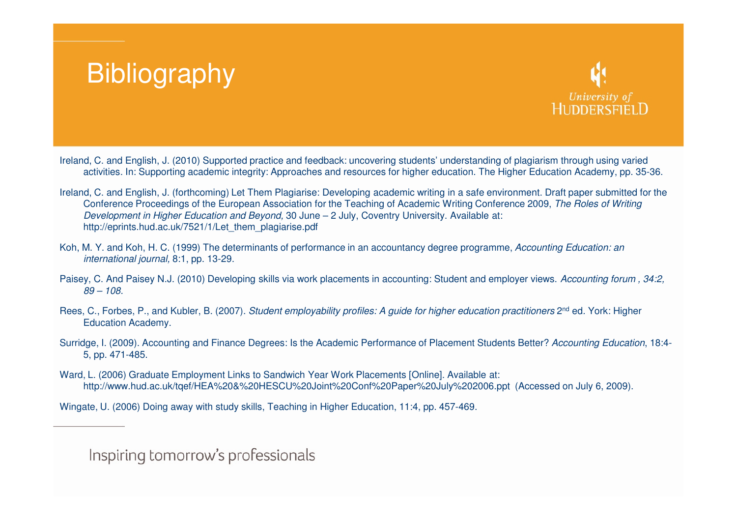# Bibliography

Ireland, C. and English, J. (2010) Supported practice and feedback: uncovering students' understanding of plagiarism through using varied activities. In: Supporting academic integrity: Approaches and resources for higher education. The Higher Education Academy, pp. 35-36.

Ireland, C. and English, J. (forthcoming) Let Them Plagiarise: Developing academic writing in a safe environment. Draft paper submitted for the Conference Proceedings of the European Association for the Teaching of Academic Writing Conference 2009, *The Roles of Writing Development in Higher Education and Beyond,* 30 June – 2 July, Coventry University. Available at: http://eprints.hud.ac.uk/7521/1/Let_them_plagiarise.pdf

Koh, M. Y. and Koh, H. C. (1999) The determinants of performance in an accountancy degree programme, *Accounting Education: an international journal,* 8:1, pp. 13-29.

Paisey, C. And Paisey N.J. (2010) Developing skills via work placements in accounting: Student and employer views. *Accounting forum , 34:2, 89 – 108*.

Rees, C., Forbes, P., and Kubler, B. (2007). *Student employability profiles: A guide for higher education practitioners* 2nd ed. York: Higher Education Academy.

Surridge, I. (2009). Accounting and Finance Degrees: Is the Academic Performance of Placement Students Better? *Accounting Education*, 18:4-5, pp. 471-485.

Ward, L. (2006) Graduate Employment Links to Sandwich Year Work Placements [Online]. Available at: http://www.hud.ac.uk/tqef/HEA%20&%20HESCU%20Joint%20Conf%20Paper%20July%202006.ppt (Accessed on July 6, 2009).

Wingate, U. (2006) Doing away with study skills, Teaching in Higher Education, 11:4, pp. 457-469.